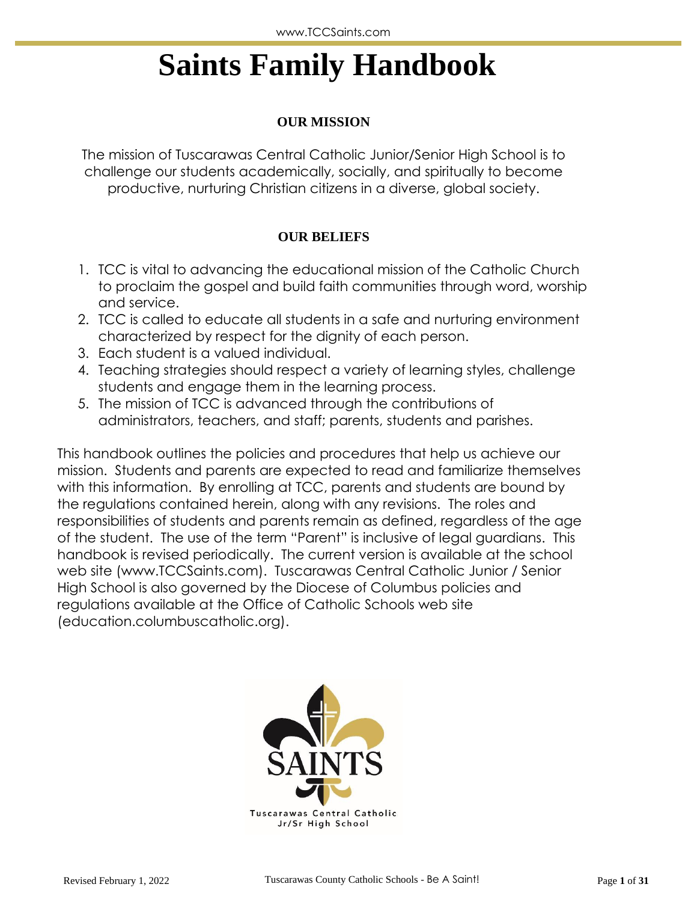# Saints Family Handbook

## OUR MISSION

The mission of Tuscarawas Central Catholic Junior/Senior High School is to challenge our students academically, socially, and spiritually to become productive, nurturing Christian citizens in a diverse, global society.

## OUR BELIEFS

1. TCC is vital to advancing the educational mission of the Catholic Church to proclaim the gospel and build faith communities through word, worship and service.
2. TCC is called to educate all students in a safe and nurturing environment characterized by respect for the dignity of each person.
3. Each student is a valued individual.
4. Teaching strategies should respect a variety of learning styles, challenge students and engage them in the learning process.
5. The mission of TCC is advanced through the contributions of administrators, teachers, and staff; parents, students and parishes.

This handbook outlines the policies and procedures that help us achieve our mission. Students and parents are expected to read and familiarize themselves with this information. By enrolling at TCC, parents and students are bound by the regulations contained herein, along with any revisions. The roles and responsibilities of students and parents remain as defined, regardless of the age of the student. The use of the term "Parent" is inclusive of legal guardians. This handbook is revised periodically. The current version is available at the school web site (www.TCCSaints.com). Tuscarawas Central Catholic Junior / Senior High School is also governed by the Diocese of Columbus policies and regulations available at the Office of Catholic Schools web site (education.columbuscatholic.org).

SAINTS
Tuscarawas Central Catholic
Jr/Sr High School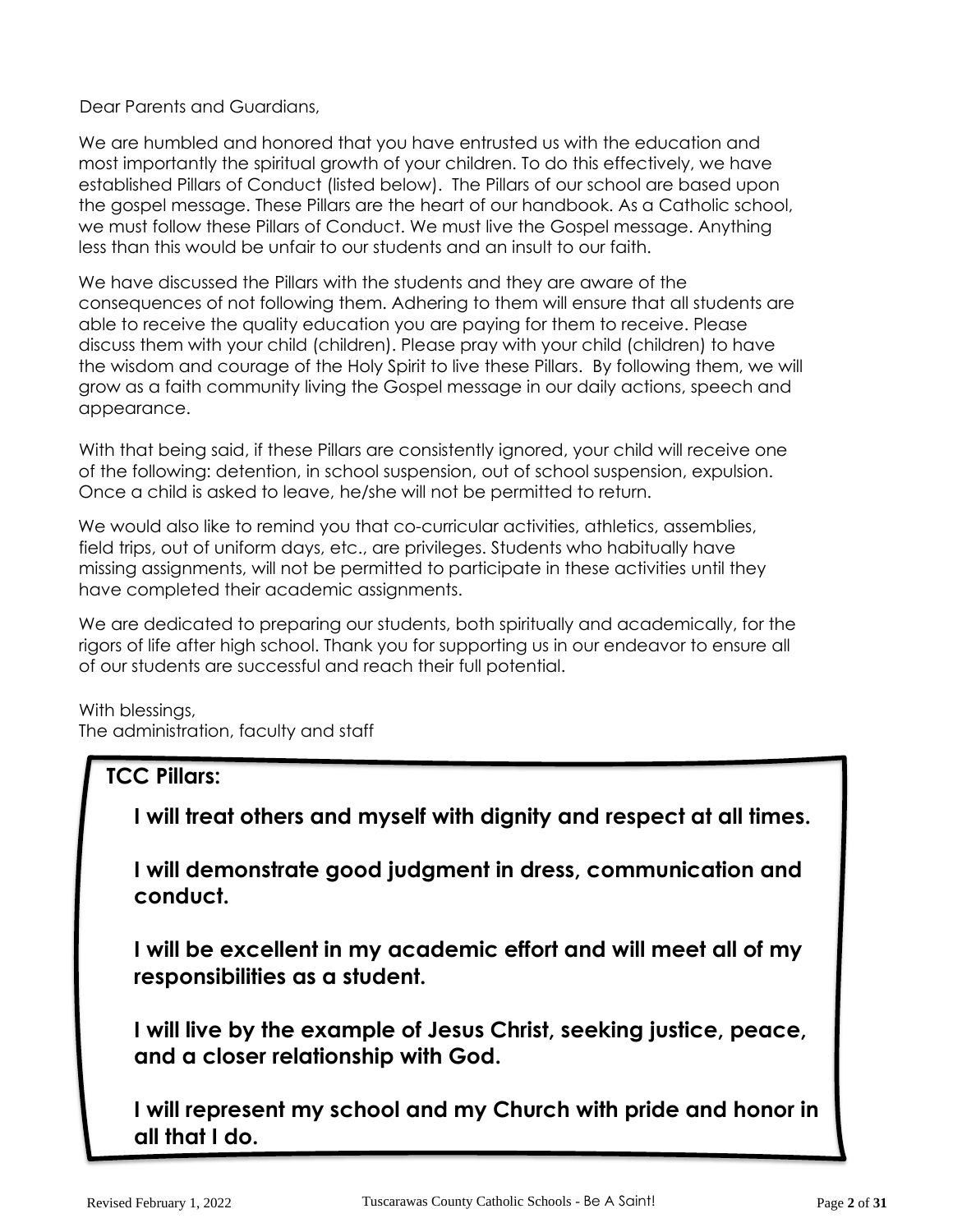Dear Parents and Guardians,

We are humbled and honored that you have entrusted us with the education and most importantly the spiritual growth of your children. To do this effectively, we have established Pillars of Conduct (listed below). The Pillars of our school are based upon the gospel message. These Pillars are the heart of our handbook. As a Catholic school, we must follow these Pillars of Conduct. We must live the Gospel message. Anything less than this would be unfair to our students and an insult to our faith.

We have discussed the Pillars with the students and they are aware of the consequences of not following them. Adhering to them will ensure that all students are able to receive the quality education you are paying for them to receive. Please discuss them with your child (children). Please pray with your child (children) to have the wisdom and courage of the Holy Spirit to live these Pillars. By following them, we will grow as a faith community living the Gospel message in our daily actions, speech and appearance.

With that being said, if these Pillars are consistently ignored, your child will receive one of the following: detention, in school suspension, out of school suspension, expulsion. Once a child is asked to leave, he/she will not be permitted to return.

We would also like to remind you that co-curricular activities, athletics, assemblies, field trips, out of uniform days, etc., are privileges. Students who habitually have missing assignments, will not be permitted to participate in these activities until they have completed their academic assignments.

We are dedicated to preparing our students, both spiritually and academically, for the rigors of life after high school. Thank you for supporting us in our endeavor to ensure all of our students are successful and reach their full potential.

With blessings,
The administration, faculty and staff

**TCC Pillars:**

**I will treat others and myself with dignity and respect at all times.**

**I will demonstrate good judgment in dress, communication and conduct.**

**I will be excellent in my academic effort and will meet all of my responsibilities as a student.**

**I will live by the example of Jesus Christ, seeking justice, peace, and a closer relationship with God.**

**I will represent my school and my Church with pride and honor in all that I do.**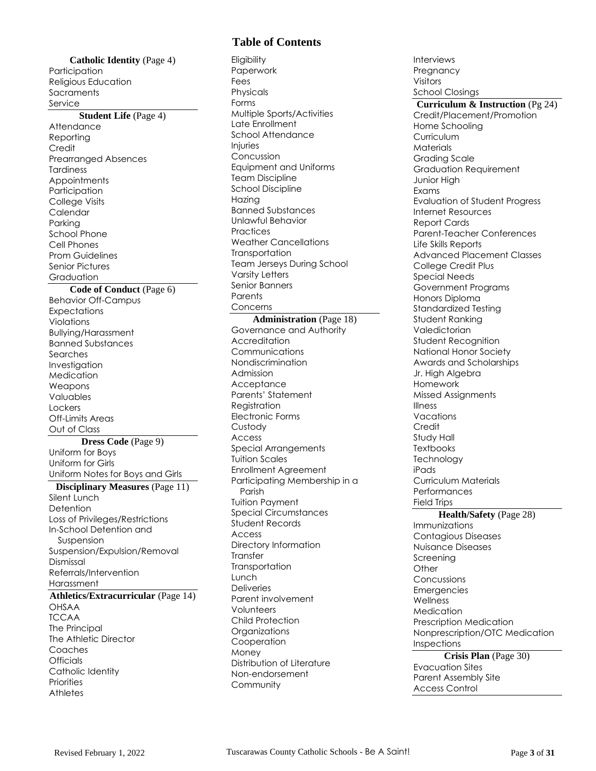# Table of Contents

**Catholic Identity** (Page 4)

- Participation
- Religious Education
- Sacraments
- Service

**Student Life** (Page 4)

- Attendance
- Reporting
- Credit
- Prearranged Absences
- Tardiness
- Appointments
- Participation
- College Visits
- Calendar
- Parking
- School Phone
- Cell Phones
- Prom Guidelines
- Senior Pictures
- Graduation

**Code of Conduct** (Page 6)

- Behavior Off-Campus
- Expectations
- Violations
- Bullying/Harassment
- Banned Substances
- Searches
- Investigation
- Medication
- Weapons
- Valuables
- Lockers
- Off-Limits Areas
- Out of Class

**Dress Code** (Page 9)

- Uniform for Boys
- Uniform for Girls
- Uniform Notes for Boys and Girls

**Disciplinary Measures** (Page 11)

- Silent Lunch
- Detention
- Loss of Privileges/Restrictions
- In-School Detention and Suspension
- Suspension/Expulsion/Removal
- Dismissal
- Referrals/Intervention
- Harassment

**Athletics/Extracurricular** (Page 14)

- OHSAA
- TCCAA
- The Principal
- The Athletic Director
- Coaches
- Officials
- Catholic Identity
- Priorities
- Athletes
- Eligibility
- Paperwork
- Fees
- Physicals
- Forms
- Multiple Sports/Activities
- Late Enrollment
- School Attendance
- Injuries
- Concussion
- Equipment and Uniforms
- Team Discipline
- School Discipline
- Hazing
- Banned Substances
- Unlawful Behavior
- Practices
- Weather Cancellations
- Transportation
- Team Jerseys During School
- Varsity Letters
- Senior Banners
- Parents
- Concerns

**Administration** (Page 18)

- Governance and Authority
- Accreditation
- Communications
- Nondiscrimination
- Admission
- Acceptance
- Parents' Statement
- Registration
- Electronic Forms
- Custody
- Access
- Special Arrangements
- Tuition Scales
- Enrollment Agreement
- Participating Membership in a Parish
- Tuition Payment
- Special Circumstances
- Student Records
- Access
- Directory Information
- Transfer
- Transportation
- Lunch
- Deliveries
- Parent involvement
- Volunteers
- Child Protection
- Organizations
- Cooperation
- Money
- Distribution of Literature
- Non-endorsement
- Community
- Interviews
- Pregnancy
- Visitors
- School Closings

**Curriculum & Instruction** (Pg 24)

- Credit/Placement/Promotion
- Home Schooling
- Curriculum
- Materials
- Grading Scale
- Graduation Requirement
- Junior High
- Exams
- Evaluation of Student Progress
- Internet Resources
- Report Cards
- Parent-Teacher Conferences
- Life Skills Reports
- Advanced Placement Classes
- College Credit Plus
- Special Needs
- Government Programs
- Honors Diploma
- Standardized Testing
- Student Ranking
- Valedictorian
- Student Recognition
- National Honor Society
- Awards and Scholarships
- Jr. High Algebra
- Homework
- Missed Assignments
- Illness
- Vacations
- Credit
- Study Hall
- Textbooks
- Technology
- iPads
- Curriculum Materials
- Performances
- Field Trips

**Health/Safety** (Page 28)

- Immunizations
- Contagious Diseases
- Nuisance Diseases
- Screening
- Other
- Concussions
- Emergencies
- Wellness
- Medication
- Prescription Medication
- Nonprescription/OTC Medication
- Inspections

**Crisis Plan** (Page 30)

- Evacuation Sites
- Parent Assembly Site
- Access Control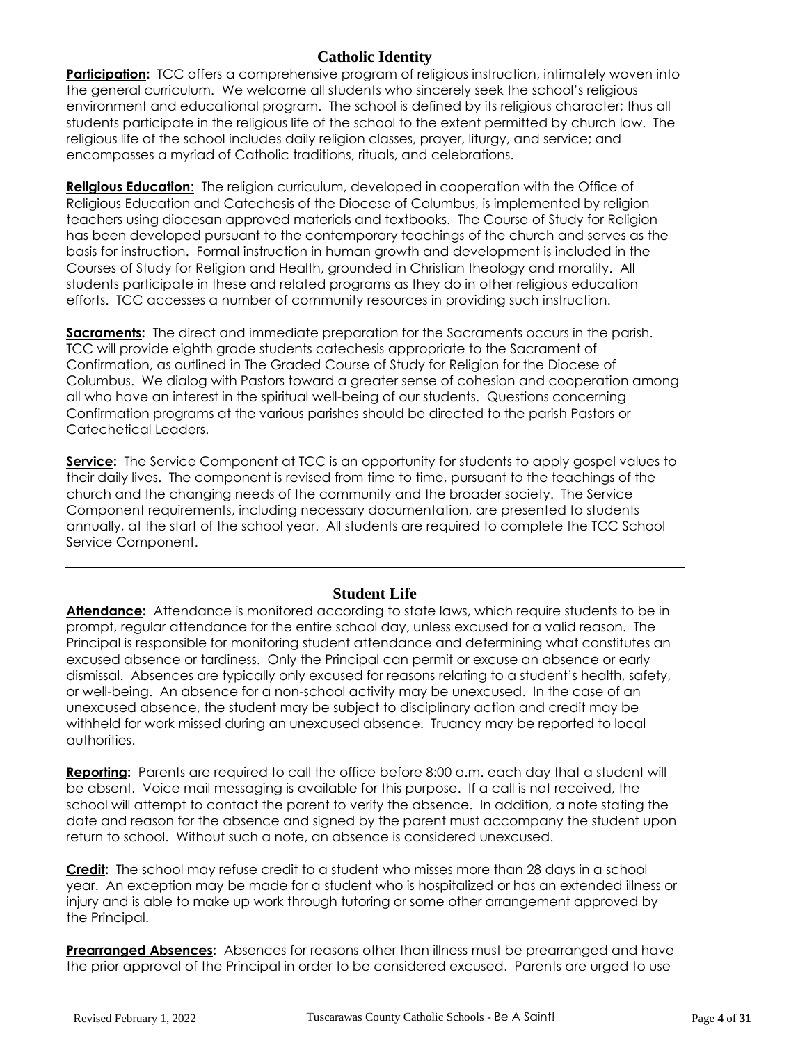## Catholic Identity

**Participation:** TCC offers a comprehensive program of religious instruction, intimately woven into the general curriculum. We welcome all students who sincerely seek the school's religious environment and educational program. The school is defined by its religious character; thus all students participate in the religious life of the school to the extent permitted by church law. The religious life of the school includes daily religion classes, prayer, liturgy, and service; and encompasses a myriad of Catholic traditions, rituals, and celebrations.

**Religious Education**: The religion curriculum, developed in cooperation with the Office of Religious Education and Catechesis of the Diocese of Columbus, is implemented by religion teachers using diocesan approved materials and textbooks. The Course of Study for Religion has been developed pursuant to the contemporary teachings of the church and serves as the basis for instruction. Formal instruction in human growth and development is included in the Courses of Study for Religion and Health, grounded in Christian theology and morality. All students participate in these and related programs as they do in other religious education efforts. TCC accesses a number of community resources in providing such instruction.

**Sacraments:** The direct and immediate preparation for the Sacraments occurs in the parish. TCC will provide eighth grade students catechesis appropriate to the Sacrament of Confirmation, as outlined in The Graded Course of Study for Religion for the Diocese of Columbus. We dialog with Pastors toward a greater sense of cohesion and cooperation among all who have an interest in the spiritual well-being of our students. Questions concerning Confirmation programs at the various parishes should be directed to the parish Pastors or Catechetical Leaders.

**Service:** The Service Component at TCC is an opportunity for students to apply gospel values to their daily lives. The component is revised from time to time, pursuant to the teachings of the church and the changing needs of the community and the broader society. The Service Component requirements, including necessary documentation, are presented to students annually, at the start of the school year. All students are required to complete the TCC School Service Component.

---

## Student Life

**Attendance:** Attendance is monitored according to state laws, which require students to be in prompt, regular attendance for the entire school day, unless excused for a valid reason. The Principal is responsible for monitoring student attendance and determining what constitutes an excused absence or tardiness. Only the Principal can permit or excuse an absence or early dismissal. Absences are typically only excused for reasons relating to a student's health, safety, or well-being. An absence for a non-school activity may be unexcused. In the case of an unexcused absence, the student may be subject to disciplinary action and credit may be withheld for work missed during an unexcused absence. Truancy may be reported to local authorities.

**Reporting:** Parents are required to call the office before 8:00 a.m. each day that a student will be absent. Voice mail messaging is available for this purpose. If a call is not received, the school will attempt to contact the parent to verify the absence. In addition, a note stating the date and reason for the absence and signed by the parent must accompany the student upon return to school. Without such a note, an absence is considered unexcused.

**Credit:** The school may refuse credit to a student who misses more than 28 days in a school year. An exception may be made for a student who is hospitalized or has an extended illness or injury and is able to make up work through tutoring or some other arrangement approved by the Principal.

**Prearranged Absences:** Absences for reasons other than illness must be prearranged and have the prior approval of the Principal in order to be considered excused. Parents are urged to use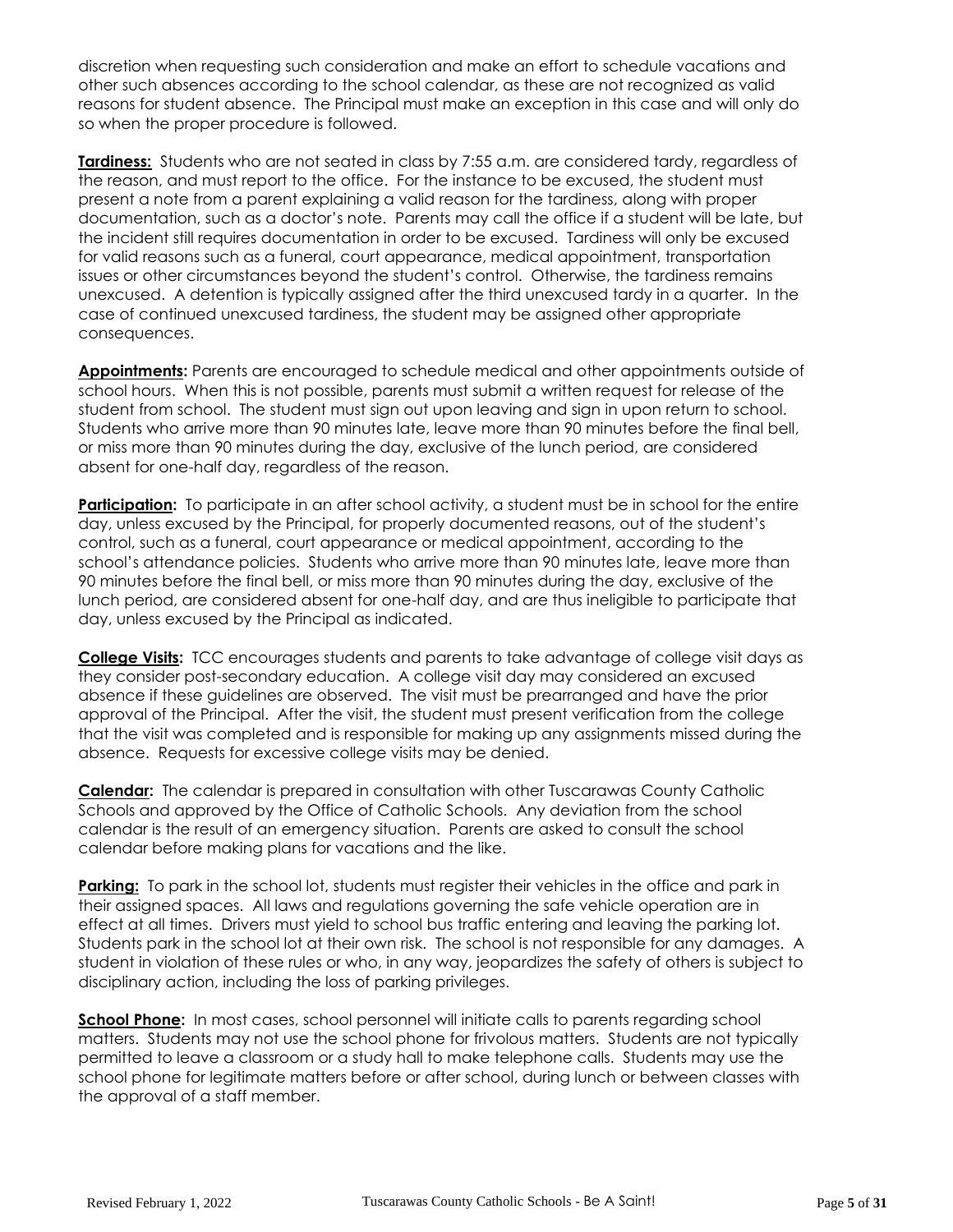discretion when requesting such consideration and make an effort to schedule vacations and other such absences according to the school calendar, as these are not recognized as valid reasons for student absence. The Principal must make an exception in this case and will only do so when the proper procedure is followed.

**Tardiness:** Students who are not seated in class by 7:55 a.m. are considered tardy, regardless of the reason, and must report to the office. For the instance to be excused, the student must present a note from a parent explaining a valid reason for the tardiness, along with proper documentation, such as a doctor's note. Parents may call the office if a student will be late, but the incident still requires documentation in order to be excused. Tardiness will only be excused for valid reasons such as a funeral, court appearance, medical appointment, transportation issues or other circumstances beyond the student's control. Otherwise, the tardiness remains unexcused. A detention is typically assigned after the third unexcused tardy in a quarter. In the case of continued unexcused tardiness, the student may be assigned other appropriate consequences.

**Appointments:** Parents are encouraged to schedule medical and other appointments outside of school hours. When this is not possible, parents must submit a written request for release of the student from school. The student must sign out upon leaving and sign in upon return to school. Students who arrive more than 90 minutes late, leave more than 90 minutes before the final bell, or miss more than 90 minutes during the day, exclusive of the lunch period, are considered absent for one-half day, regardless of the reason.

**Participation:** To participate in an after school activity, a student must be in school for the entire day, unless excused by the Principal, for properly documented reasons, out of the student's control, such as a funeral, court appearance or medical appointment, according to the school's attendance policies. Students who arrive more than 90 minutes late, leave more than 90 minutes before the final bell, or miss more than 90 minutes during the day, exclusive of the lunch period, are considered absent for one-half day, and are thus ineligible to participate that day, unless excused by the Principal as indicated.

**College Visits:** TCC encourages students and parents to take advantage of college visit days as they consider post-secondary education. A college visit day may considered an excused absence if these guidelines are observed. The visit must be prearranged and have the prior approval of the Principal. After the visit, the student must present verification from the college that the visit was completed and is responsible for making up any assignments missed during the absence. Requests for excessive college visits may be denied.

**Calendar:** The calendar is prepared in consultation with other Tuscarawas County Catholic Schools and approved by the Office of Catholic Schools. Any deviation from the school calendar is the result of an emergency situation. Parents are asked to consult the school calendar before making plans for vacations and the like.

**Parking:** To park in the school lot, students must register their vehicles in the office and park in their assigned spaces. All laws and regulations governing the safe vehicle operation are in effect at all times. Drivers must yield to school bus traffic entering and leaving the parking lot. Students park in the school lot at their own risk. The school is not responsible for any damages. A student in violation of these rules or who, in any way, jeopardizes the safety of others is subject to disciplinary action, including the loss of parking privileges.

**School Phone:** In most cases, school personnel will initiate calls to parents regarding school matters. Students may not use the school phone for frivolous matters. Students are not typically permitted to leave a classroom or a study hall to make telephone calls. Students may use the school phone for legitimate matters before or after school, during lunch or between classes with the approval of a staff member.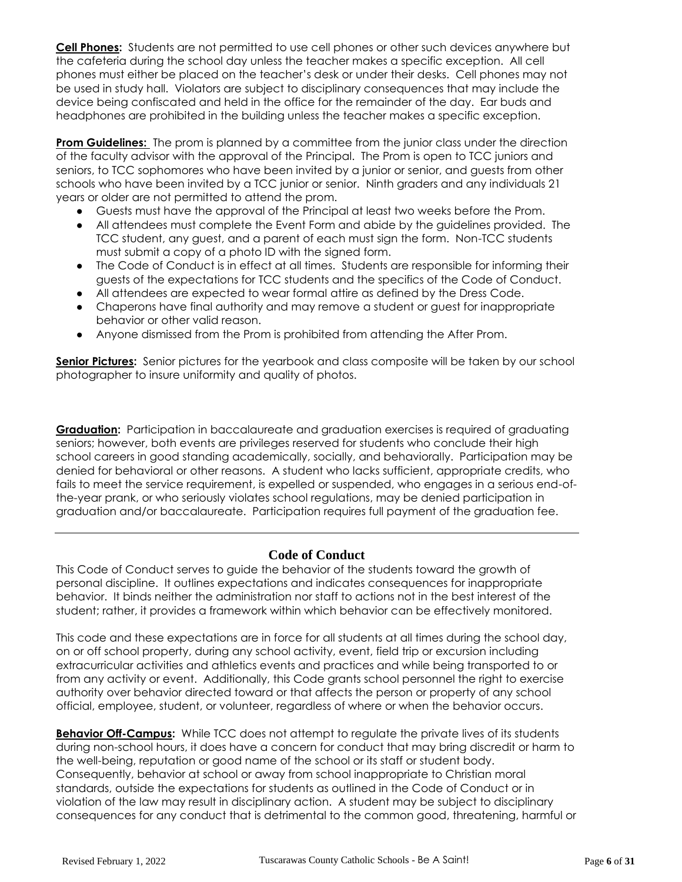**Cell Phones:** Students are not permitted to use cell phones or other such devices anywhere but the cafeteria during the school day unless the teacher makes a specific exception. All cell phones must either be placed on the teacher's desk or under their desks. Cell phones may not be used in study hall. Violators are subject to disciplinary consequences that may include the device being confiscated and held in the office for the remainder of the day. Ear buds and headphones are prohibited in the building unless the teacher makes a specific exception.

**Prom Guidelines:** The prom is planned by a committee from the junior class under the direction of the faculty advisor with the approval of the Principal. The Prom is open to TCC juniors and seniors, to TCC sophomores who have been invited by a junior or senior, and guests from other schools who have been invited by a TCC junior or senior. Ninth graders and any individuals 21 years or older are not permitted to attend the prom.

- Guests must have the approval of the Principal at least two weeks before the Prom.
- All attendees must complete the Event Form and abide by the guidelines provided. The TCC student, any guest, and a parent of each must sign the form. Non-TCC students must submit a copy of a photo ID with the signed form.
- The Code of Conduct is in effect at all times. Students are responsible for informing their guests of the expectations for TCC students and the specifics of the Code of Conduct.
- All attendees are expected to wear formal attire as defined by the Dress Code.
- Chaperons have final authority and may remove a student or guest for inappropriate behavior or other valid reason.
- Anyone dismissed from the Prom is prohibited from attending the After Prom.

**Senior Pictures:** Senior pictures for the yearbook and class composite will be taken by our school photographer to insure uniformity and quality of photos.

**Graduation:** Participation in baccalaureate and graduation exercises is required of graduating seniors; however, both events are privileges reserved for students who conclude their high school careers in good standing academically, socially, and behaviorally. Participation may be denied for behavioral or other reasons. A student who lacks sufficient, appropriate credits, who fails to meet the service requirement, is expelled or suspended, who engages in a serious end-of-the-year prank, or who seriously violates school regulations, may be denied participation in graduation and/or baccalaureate. Participation requires full payment of the graduation fee.

---

## Code of Conduct

This Code of Conduct serves to guide the behavior of the students toward the growth of personal discipline. It outlines expectations and indicates consequences for inappropriate behavior. It binds neither the administration nor staff to actions not in the best interest of the student; rather, it provides a framework within which behavior can be effectively monitored.

This code and these expectations are in force for all students at all times during the school day, on or off school property, during any school activity, event, field trip or excursion including extracurricular activities and athletics events and practices and while being transported to or from any activity or event. Additionally, this Code grants school personnel the right to exercise authority over behavior directed toward or that affects the person or property of any school official, employee, student, or volunteer, regardless of where or when the behavior occurs.

**Behavior Off-Campus:** While TCC does not attempt to regulate the private lives of its students during non-school hours, it does have a concern for conduct that may bring discredit or harm to the well-being, reputation or good name of the school or its staff or student body. Consequently, behavior at school or away from school inappropriate to Christian moral standards, outside the expectations for students as outlined in the Code of Conduct or in violation of the law may result in disciplinary action. A student may be subject to disciplinary consequences for any conduct that is detrimental to the common good, threatening, harmful or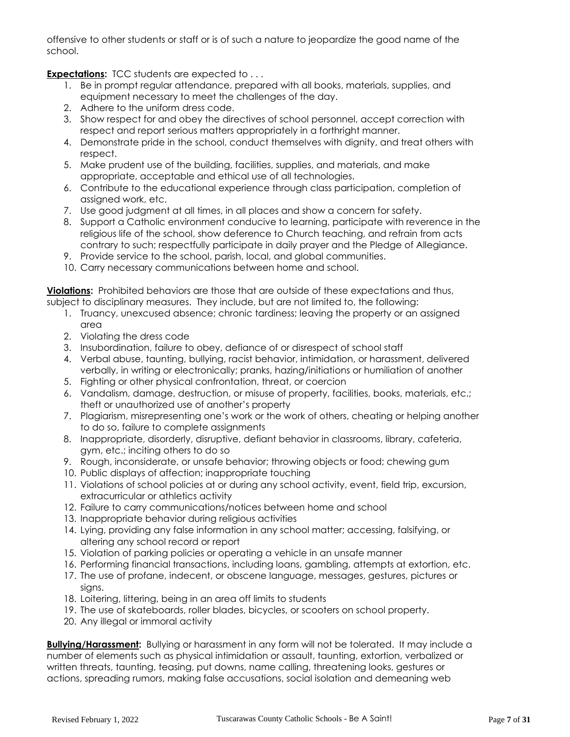offensive to other students or staff or is of such a nature to jeopardize the good name of the school.

**Expectations:** TCC students are expected to . . .

1. Be in prompt regular attendance, prepared with all books, materials, supplies, and equipment necessary to meet the challenges of the day.
2. Adhere to the uniform dress code.
3. Show respect for and obey the directives of school personnel, accept correction with respect and report serious matters appropriately in a forthright manner.
4. Demonstrate pride in the school, conduct themselves with dignity, and treat others with respect.
5. Make prudent use of the building, facilities, supplies, and materials, and make appropriate, acceptable and ethical use of all technologies.
6. Contribute to the educational experience through class participation, completion of assigned work, etc.
7. Use good judgment at all times, in all places and show a concern for safety.
8. Support a Catholic environment conducive to learning, participate with reverence in the religious life of the school, show deference to Church teaching, and refrain from acts contrary to such; respectfully participate in daily prayer and the Pledge of Allegiance.
9. Provide service to the school, parish, local, and global communities.
10. Carry necessary communications between home and school.

**Violations:** Prohibited behaviors are those that are outside of these expectations and thus, subject to disciplinary measures. They include, but are not limited to, the following:

1. Truancy, unexcused absence; chronic tardiness; leaving the property or an assigned area
2. Violating the dress code
3. Insubordination, failure to obey, defiance of or disrespect of school staff
4. Verbal abuse, taunting, bullying, racist behavior, intimidation, or harassment, delivered verbally, in writing or electronically; pranks, hazing/initiations or humiliation of another
5. Fighting or other physical confrontation, threat, or coercion
6. Vandalism, damage, destruction, or misuse of property, facilities, books, materials, etc.; theft or unauthorized use of another's property
7. Plagiarism, misrepresenting one's work or the work of others, cheating or helping another to do so, failure to complete assignments
8. Inappropriate, disorderly, disruptive, defiant behavior in classrooms, library, cafeteria, gym, etc.; inciting others to do so
9. Rough, inconsiderate, or unsafe behavior; throwing objects or food; chewing gum
10. Public displays of affection; inappropriate touching
11. Violations of school policies at or during any school activity, event, field trip, excursion, extracurricular or athletics activity
12. Failure to carry communications/notices between home and school
13. Inappropriate behavior during religious activities
14. Lying, providing any false information in any school matter; accessing, falsifying, or altering any school record or report
15. Violation of parking policies or operating a vehicle in an unsafe manner
16. Performing financial transactions, including loans, gambling, attempts at extortion, etc.
17. The use of profane, indecent, or obscene language, messages, gestures, pictures or signs.
18. Loitering, littering, being in an area off limits to students
19. The use of skateboards, roller blades, bicycles, or scooters on school property.
20. Any illegal or immoral activity

**Bullying/Harassment:** Bullying or harassment in any form will not be tolerated. It may include a number of elements such as physical intimidation or assault, taunting, extortion, verbalized or written threats, taunting, teasing, put downs, name calling, threatening looks, gestures or actions, spreading rumors, making false accusations, social isolation and demeaning web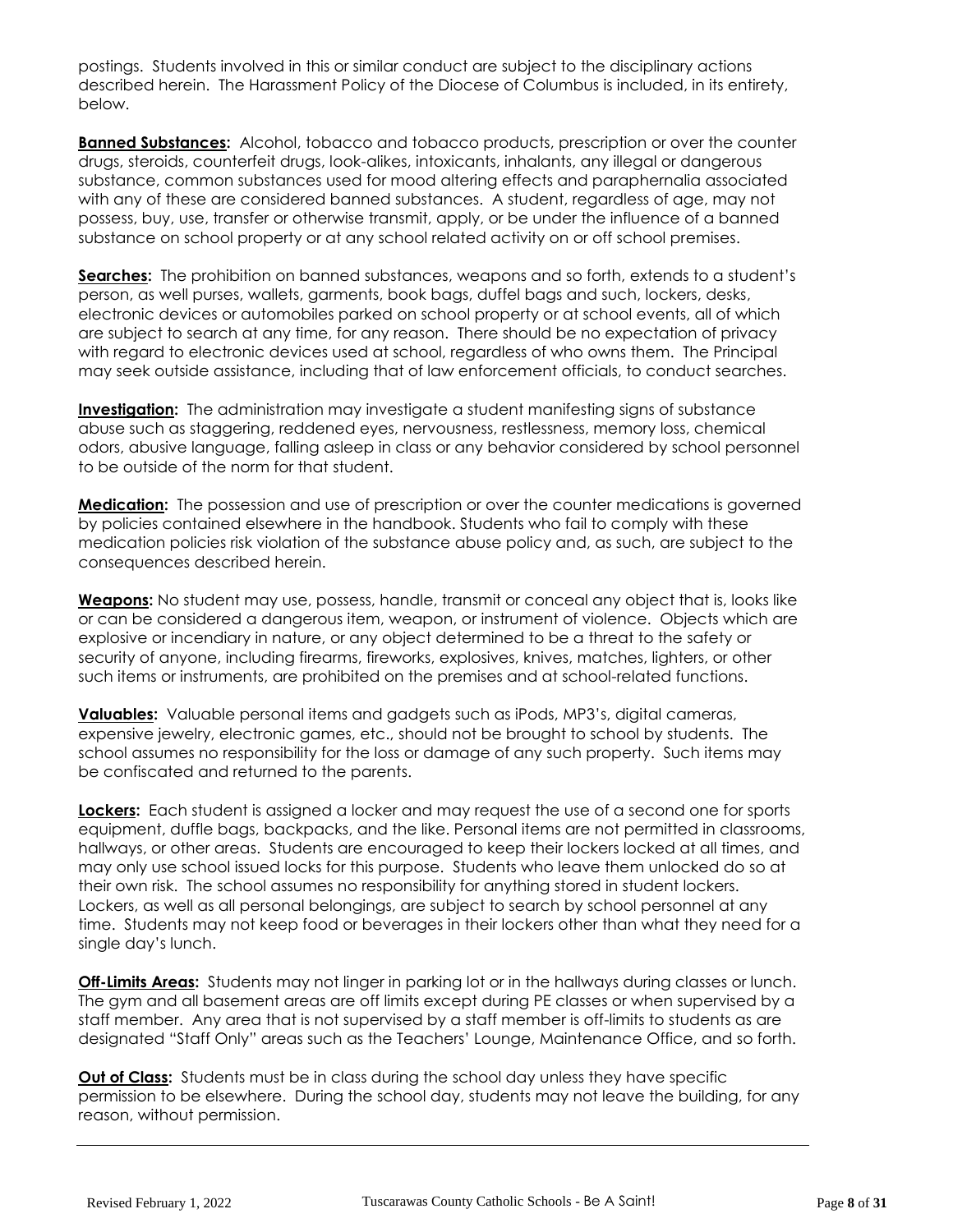postings. Students involved in this or similar conduct are subject to the disciplinary actions described herein. The Harassment Policy of the Diocese of Columbus is included, in its entirety, below.

**Banned Substances:** Alcohol, tobacco and tobacco products, prescription or over the counter drugs, steroids, counterfeit drugs, look-alikes, intoxicants, inhalants, any illegal or dangerous substance, common substances used for mood altering effects and paraphernalia associated with any of these are considered banned substances. A student, regardless of age, may not possess, buy, use, transfer or otherwise transmit, apply, or be under the influence of a banned substance on school property or at any school related activity on or off school premises.

**Searches:** The prohibition on banned substances, weapons and so forth, extends to a student's person, as well purses, wallets, garments, book bags, duffel bags and such, lockers, desks, electronic devices or automobiles parked on school property or at school events, all of which are subject to search at any time, for any reason. There should be no expectation of privacy with regard to electronic devices used at school, regardless of who owns them. The Principal may seek outside assistance, including that of law enforcement officials, to conduct searches.

**Investigation:** The administration may investigate a student manifesting signs of substance abuse such as staggering, reddened eyes, nervousness, restlessness, memory loss, chemical odors, abusive language, falling asleep in class or any behavior considered by school personnel to be outside of the norm for that student.

**Medication:** The possession and use of prescription or over the counter medications is governed by policies contained elsewhere in the handbook. Students who fail to comply with these medication policies risk violation of the substance abuse policy and, as such, are subject to the consequences described herein.

**Weapons:** No student may use, possess, handle, transmit or conceal any object that is, looks like or can be considered a dangerous item, weapon, or instrument of violence. Objects which are explosive or incendiary in nature, or any object determined to be a threat to the safety or security of anyone, including firearms, fireworks, explosives, knives, matches, lighters, or other such items or instruments, are prohibited on the premises and at school-related functions.

**Valuables:** Valuable personal items and gadgets such as iPods, MP3's, digital cameras, expensive jewelry, electronic games, etc., should not be brought to school by students. The school assumes no responsibility for the loss or damage of any such property. Such items may be confiscated and returned to the parents.

**Lockers:** Each student is assigned a locker and may request the use of a second one for sports equipment, duffle bags, backpacks, and the like. Personal items are not permitted in classrooms, hallways, or other areas. Students are encouraged to keep their lockers locked at all times, and may only use school issued locks for this purpose. Students who leave them unlocked do so at their own risk. The school assumes no responsibility for anything stored in student lockers. Lockers, as well as all personal belongings, are subject to search by school personnel at any time. Students may not keep food or beverages in their lockers other than what they need for a single day's lunch.

**Off-Limits Areas:** Students may not linger in parking lot or in the hallways during classes or lunch. The gym and all basement areas are off limits except during PE classes or when supervised by a staff member. Any area that is not supervised by a staff member is off-limits to students as are designated "Staff Only" areas such as the Teachers' Lounge, Maintenance Office, and so forth.

**Out of Class:** Students must be in class during the school day unless they have specific permission to be elsewhere. During the school day, students may not leave the building, for any reason, without permission.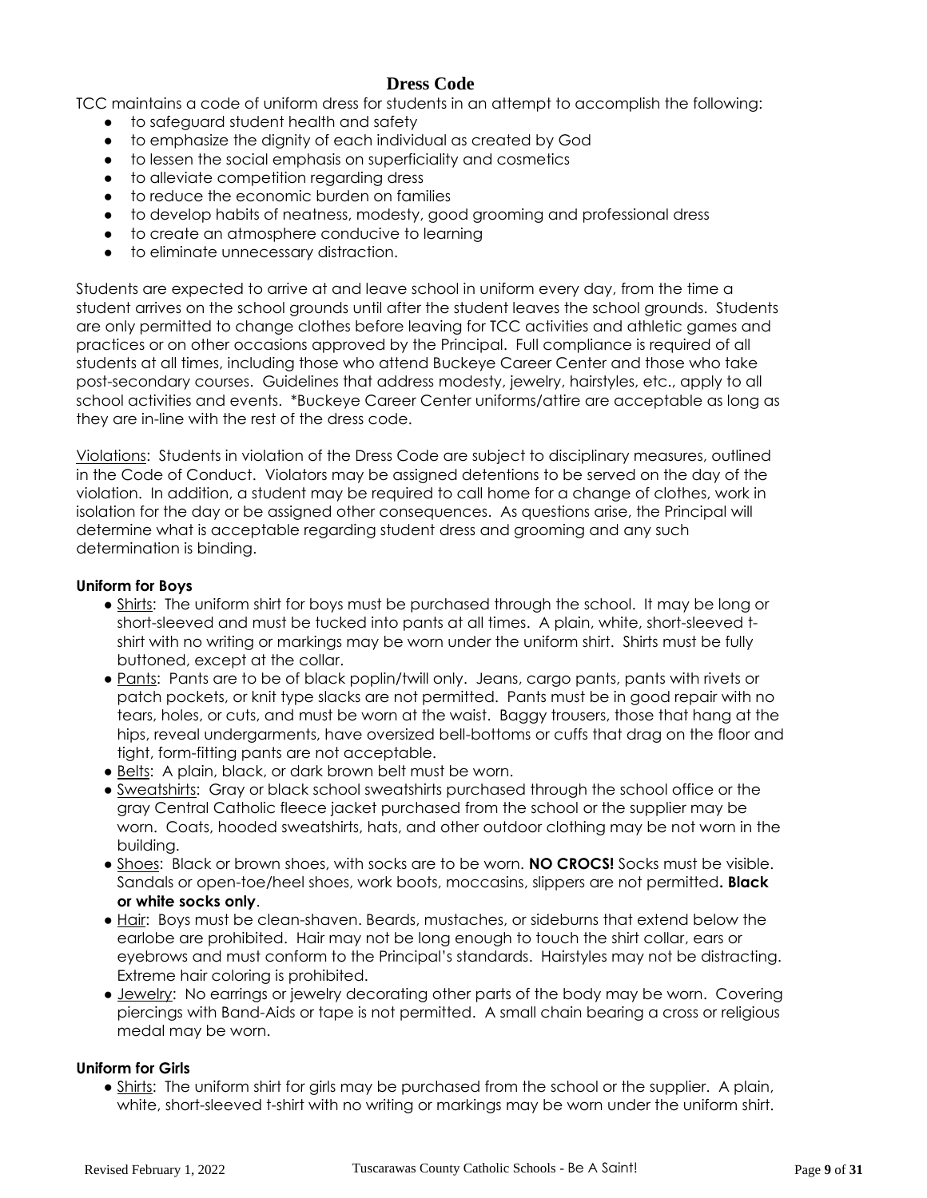## Dress Code

TCC maintains a code of uniform dress for students in an attempt to accomplish the following:

- to safeguard student health and safety
- to emphasize the dignity of each individual as created by God
- to lessen the social emphasis on superficiality and cosmetics
- to alleviate competition regarding dress
- to reduce the economic burden on families
- to develop habits of neatness, modesty, good grooming and professional dress
- to create an atmosphere conducive to learning
- to eliminate unnecessary distraction.

Students are expected to arrive at and leave school in uniform every day, from the time a student arrives on the school grounds until after the student leaves the school grounds. Students are only permitted to change clothes before leaving for TCC activities and athletic games and practices or on other occasions approved by the Principal. Full compliance is required of all students at all times, including those who attend Buckeye Career Center and those who take post-secondary courses. Guidelines that address modesty, jewelry, hairstyles, etc., apply to all school activities and events. *Buckeye Career Center uniforms/attire are acceptable as long as they are in-line with the rest of the dress code.

Violations: Students in violation of the Dress Code are subject to disciplinary measures, outlined in the Code of Conduct. Violators may be assigned detentions to be served on the day of the violation. In addition, a student may be required to call home for a change of clothes, work in isolation for the day or be assigned other consequences. As questions arise, the Principal will determine what is acceptable regarding student dress and grooming and any such determination is binding.

**Uniform for Boys**

- Shirts: The uniform shirt for boys must be purchased through the school. It may be long or short-sleeved and must be tucked into pants at all times. A plain, white, short-sleeved t-shirt with no writing or markings may be worn under the uniform shirt. Shirts must be fully buttoned, except at the collar.
- Pants: Pants are to be of black poplin/twill only. Jeans, cargo pants, pants with rivets or patch pockets, or knit type slacks are not permitted. Pants must be in good repair with no tears, holes, or cuts, and must be worn at the waist. Baggy trousers, those that hang at the hips, reveal undergarments, have oversized bell-bottoms or cuffs that drag on the floor and tight, form-fitting pants are not acceptable.
- Belts: A plain, black, or dark brown belt must be worn.
- Sweatshirts: Gray or black school sweatshirts purchased through the school office or the gray Central Catholic fleece jacket purchased from the school or the supplier may be worn. Coats, hooded sweatshirts, hats, and other outdoor clothing may be not worn in the building.
- Shoes: Black or brown shoes, with socks are to be worn. **NO CROCS!** Socks must be visible. Sandals or open-toe/heel shoes, work boots, moccasins, slippers are not permitted**. Black or white socks only**.
- Hair: Boys must be clean-shaven. Beards, mustaches, or sideburns that extend below the earlobe are prohibited. Hair may not be long enough to touch the shirt collar, ears or eyebrows and must conform to the Principal's standards. Hairstyles may not be distracting. Extreme hair coloring is prohibited.
- Jewelry: No earrings or jewelry decorating other parts of the body may be worn. Covering piercings with Band-Aids or tape is not permitted. A small chain bearing a cross or religious medal may be worn.

**Uniform for Girls**

- Shirts: The uniform shirt for girls may be purchased from the school or the supplier. A plain, white, short-sleeved t-shirt with no writing or markings may be worn under the uniform shirt.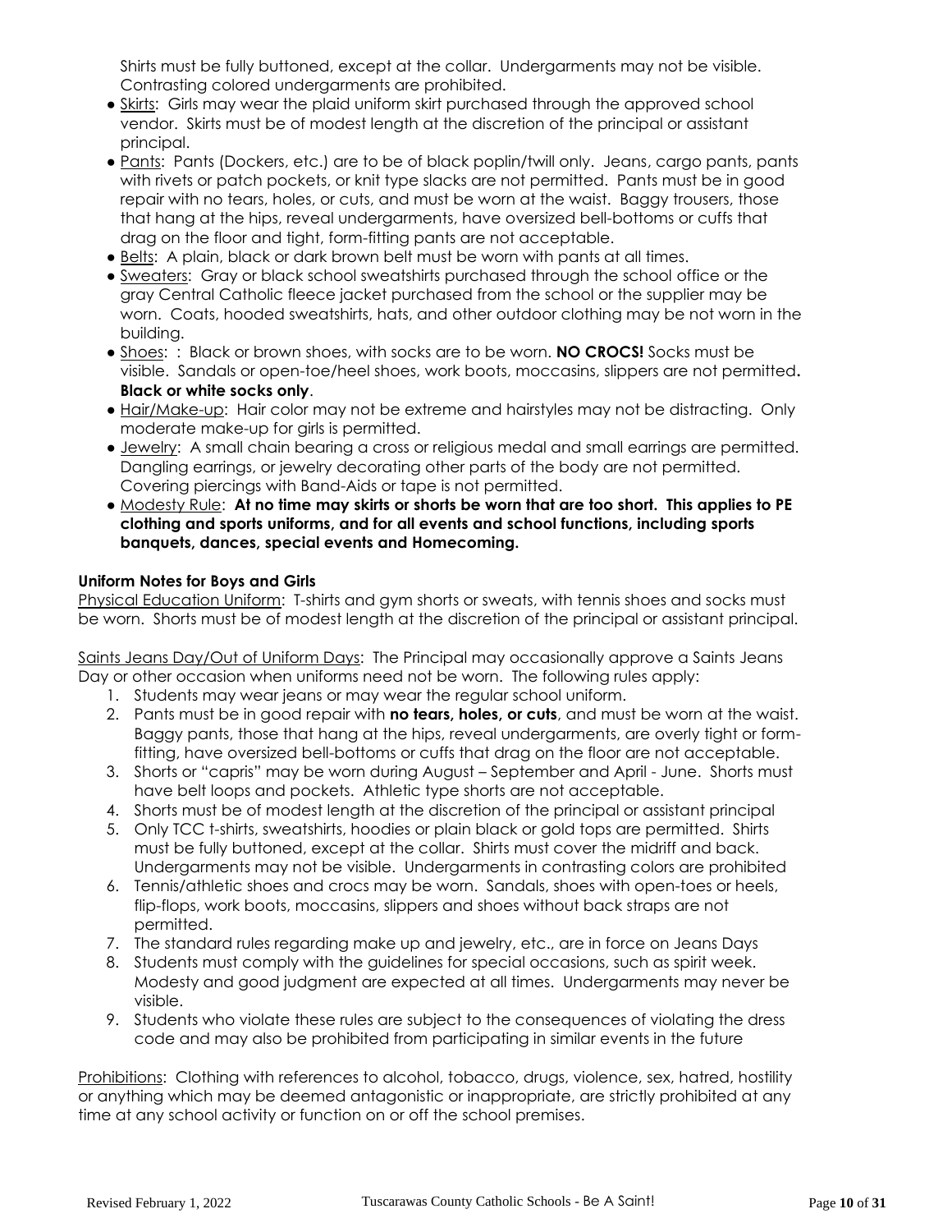Shirts must be fully buttoned, except at the collar. Undergarments may not be visible. Contrasting colored undergarments are prohibited.

- Skirts: Girls may wear the plaid uniform skirt purchased through the approved school vendor. Skirts must be of modest length at the discretion of the principal or assistant principal.
- Pants: Pants (Dockers, etc.) are to be of black poplin/twill only. Jeans, cargo pants, pants with rivets or patch pockets, or knit type slacks are not permitted. Pants must be in good repair with no tears, holes, or cuts, and must be worn at the waist. Baggy trousers, those that hang at the hips, reveal undergarments, have oversized bell-bottoms or cuffs that drag on the floor and tight, form-fitting pants are not acceptable.
- Belts: A plain, black or dark brown belt must be worn with pants at all times.
- Sweaters: Gray or black school sweatshirts purchased through the school office or the gray Central Catholic fleece jacket purchased from the school or the supplier may be worn. Coats, hooded sweatshirts, hats, and other outdoor clothing may be not worn in the building.
- Shoes: : Black or brown shoes, with socks are to be worn. **NO CROCS!** Socks must be visible. Sandals or open-toe/heel shoes, work boots, moccasins, slippers are not permitted**. Black or white socks only**.
- Hair/Make-up: Hair color may not be extreme and hairstyles may not be distracting. Only moderate make-up for girls is permitted.
- Jewelry: A small chain bearing a cross or religious medal and small earrings are permitted. Dangling earrings, or jewelry decorating other parts of the body are not permitted. Covering piercings with Band-Aids or tape is not permitted.
- Modesty Rule: **At no time may skirts or shorts be worn that are too short. This applies to PE clothing and sports uniforms, and for all events and school functions, including sports banquets, dances, special events and Homecoming.**

**Uniform Notes for Boys and Girls**

Physical Education Uniform: T-shirts and gym shorts or sweats, with tennis shoes and socks must be worn. Shorts must be of modest length at the discretion of the principal or assistant principal.

Saints Jeans Day/Out of Uniform Days: The Principal may occasionally approve a Saints Jeans Day or other occasion when uniforms need not be worn. The following rules apply:

1. Students may wear jeans or may wear the regular school uniform.
2. Pants must be in good repair with **no tears, holes, or cuts**, and must be worn at the waist. Baggy pants, those that hang at the hips, reveal undergarments, are overly tight or form-fitting, have oversized bell-bottoms or cuffs that drag on the floor are not acceptable.
3. Shorts or "capris" may be worn during August – September and April - June. Shorts must have belt loops and pockets. Athletic type shorts are not acceptable.
4. Shorts must be of modest length at the discretion of the principal or assistant principal
5. Only TCC t-shirts, sweatshirts, hoodies or plain black or gold tops are permitted. Shirts must be fully buttoned, except at the collar. Shirts must cover the midriff and back. Undergarments may not be visible. Undergarments in contrasting colors are prohibited
6. Tennis/athletic shoes and crocs may be worn. Sandals, shoes with open-toes or heels, flip-flops, work boots, moccasins, slippers and shoes without back straps are not permitted.
7. The standard rules regarding make up and jewelry, etc., are in force on Jeans Days
8. Students must comply with the guidelines for special occasions, such as spirit week. Modesty and good judgment are expected at all times. Undergarments may never be visible.
9. Students who violate these rules are subject to the consequences of violating the dress code and may also be prohibited from participating in similar events in the future

Prohibitions: Clothing with references to alcohol, tobacco, drugs, violence, sex, hatred, hostility or anything which may be deemed antagonistic or inappropriate, are strictly prohibited at any time at any school activity or function on or off the school premises.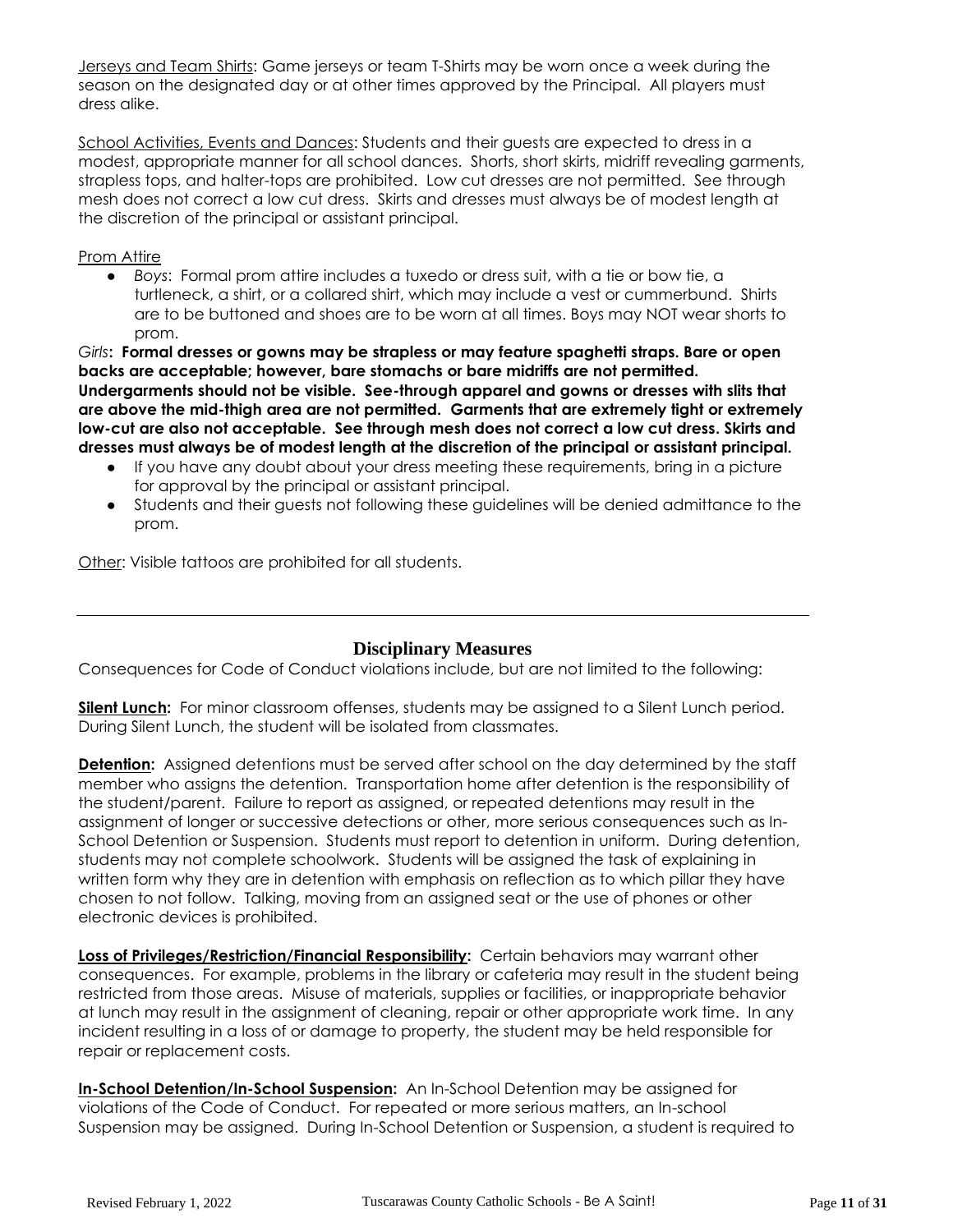Jerseys and Team Shirts: Game jerseys or team T-Shirts may be worn once a week during the season on the designated day or at other times approved by the Principal. All players must dress alike.

School Activities, Events and Dances: Students and their guests are expected to dress in a modest, appropriate manner for all school dances. Shorts, short skirts, midriff revealing garments, strapless tops, and halter-tops are prohibited. Low cut dresses are not permitted. See through mesh does not correct a low cut dress. Skirts and dresses must always be of modest length at the discretion of the principal or assistant principal.

Prom Attire

- *Boys*: Formal prom attire includes a tuxedo or dress suit, with a tie or bow tie, a turtleneck, a shirt, or a collared shirt, which may include a vest or cummerbund. Shirts are to be buttoned and shoes are to be worn at all times. Boys may NOT wear shorts to prom.

*Girls*: **Formal dresses or gowns may be strapless or may feature spaghetti straps. Bare or open backs are acceptable; however, bare stomachs or bare midriffs are not permitted. Undergarments should not be visible. See-through apparel and gowns or dresses with slits that are above the mid-thigh area are not permitted. Garments that are extremely tight or extremely low-cut are also not acceptable. See through mesh does not correct a low cut dress. Skirts and dresses must always be of modest length at the discretion of the principal or assistant principal.**

- If you have any doubt about your dress meeting these requirements, bring in a picture for approval by the principal or assistant principal.
- Students and their guests not following these guidelines will be denied admittance to the prom.

Other: Visible tattoos are prohibited for all students.

---

## Disciplinary Measures

Consequences for Code of Conduct violations include, but are not limited to the following:

**Silent Lunch:** For minor classroom offenses, students may be assigned to a Silent Lunch period. During Silent Lunch, the student will be isolated from classmates.

**Detention:** Assigned detentions must be served after school on the day determined by the staff member who assigns the detention. Transportation home after detention is the responsibility of the student/parent. Failure to report as assigned, or repeated detentions may result in the assignment of longer or successive detections or other, more serious consequences such as In-School Detention or Suspension. Students must report to detention in uniform. During detention, students may not complete schoolwork. Students will be assigned the task of explaining in written form why they are in detention with emphasis on reflection as to which pillar they have chosen to not follow. Talking, moving from an assigned seat or the use of phones or other electronic devices is prohibited.

**Loss of Privileges/Restriction/Financial Responsibility:** Certain behaviors may warrant other consequences. For example, problems in the library or cafeteria may result in the student being restricted from those areas. Misuse of materials, supplies or facilities, or inappropriate behavior at lunch may result in the assignment of cleaning, repair or other appropriate work time. In any incident resulting in a loss of or damage to property, the student may be held responsible for repair or replacement costs.

**In-School Detention/In-School Suspension:** An In-School Detention may be assigned for violations of the Code of Conduct. For repeated or more serious matters, an In-school Suspension may be assigned. During In-School Detention or Suspension, a student is required to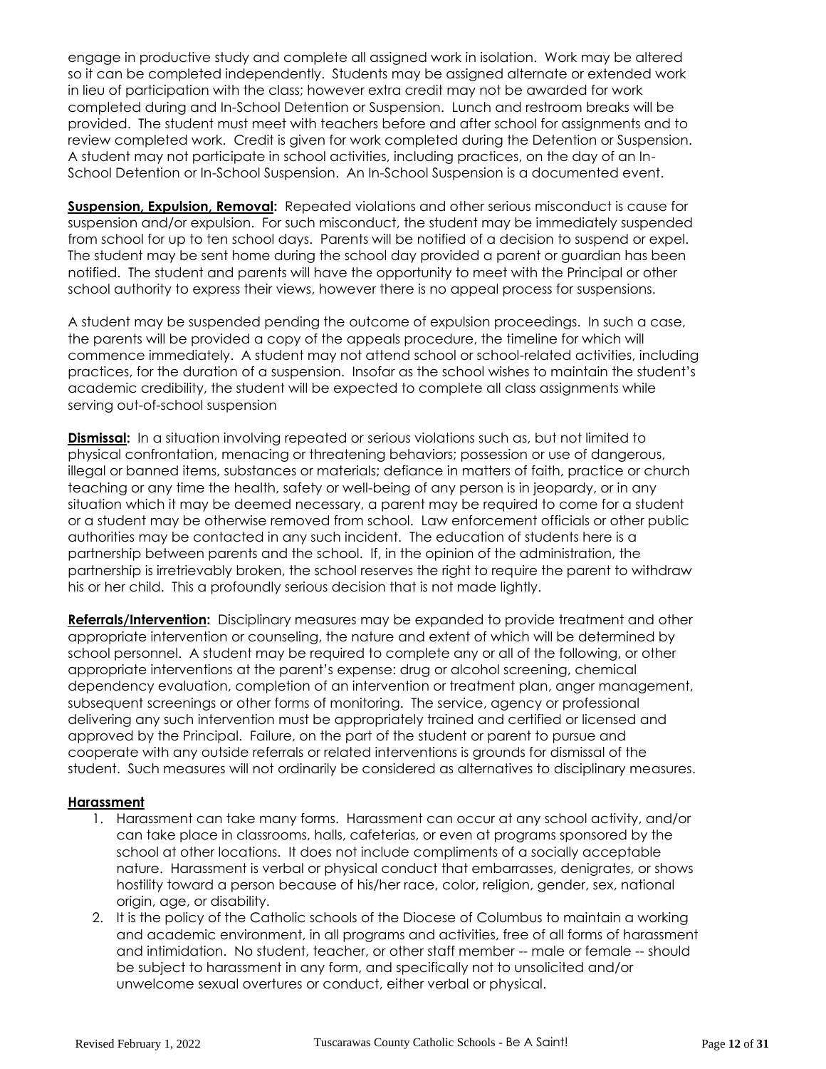engage in productive study and complete all assigned work in isolation. Work may be altered so it can be completed independently. Students may be assigned alternate or extended work in lieu of participation with the class; however extra credit may not be awarded for work completed during and In-School Detention or Suspension. Lunch and restroom breaks will be provided. The student must meet with teachers before and after school for assignments and to review completed work. Credit is given for work completed during the Detention or Suspension. A student may not participate in school activities, including practices, on the day of an In-School Detention or In-School Suspension. An In-School Suspension is a documented event.

**Suspension, Expulsion, Removal:** Repeated violations and other serious misconduct is cause for suspension and/or expulsion. For such misconduct, the student may be immediately suspended from school for up to ten school days. Parents will be notified of a decision to suspend or expel. The student may be sent home during the school day provided a parent or guardian has been notified. The student and parents will have the opportunity to meet with the Principal or other school authority to express their views, however there is no appeal process for suspensions.

A student may be suspended pending the outcome of expulsion proceedings. In such a case, the parents will be provided a copy of the appeals procedure, the timeline for which will commence immediately. A student may not attend school or school-related activities, including practices, for the duration of a suspension. Insofar as the school wishes to maintain the student's academic credibility, the student will be expected to complete all class assignments while serving out-of-school suspension

**Dismissal:** In a situation involving repeated or serious violations such as, but not limited to physical confrontation, menacing or threatening behaviors; possession or use of dangerous, illegal or banned items, substances or materials; defiance in matters of faith, practice or church teaching or any time the health, safety or well-being of any person is in jeopardy, or in any situation which it may be deemed necessary, a parent may be required to come for a student or a student may be otherwise removed from school. Law enforcement officials or other public authorities may be contacted in any such incident. The education of students here is a partnership between parents and the school. If, in the opinion of the administration, the partnership is irretrievably broken, the school reserves the right to require the parent to withdraw his or her child. This a profoundly serious decision that is not made lightly.

**Referrals/Intervention:** Disciplinary measures may be expanded to provide treatment and other appropriate intervention or counseling, the nature and extent of which will be determined by school personnel. A student may be required to complete any or all of the following, or other appropriate interventions at the parent's expense: drug or alcohol screening, chemical dependency evaluation, completion of an intervention or treatment plan, anger management, subsequent screenings or other forms of monitoring. The service, agency or professional delivering any such intervention must be appropriately trained and certified or licensed and approved by the Principal. Failure, on the part of the student or parent to pursue and cooperate with any outside referrals or related interventions is grounds for dismissal of the student. Such measures will not ordinarily be considered as alternatives to disciplinary measures.

**Harassment**

1. Harassment can take many forms. Harassment can occur at any school activity, and/or can take place in classrooms, halls, cafeterias, or even at programs sponsored by the school at other locations. It does not include compliments of a socially acceptable nature. Harassment is verbal or physical conduct that embarrasses, denigrates, or shows hostility toward a person because of his/her race, color, religion, gender, sex, national origin, age, or disability.
2. It is the policy of the Catholic schools of the Diocese of Columbus to maintain a working and academic environment, in all programs and activities, free of all forms of harassment and intimidation. No student, teacher, or other staff member -- male or female -- should be subject to harassment in any form, and specifically not to unsolicited and/or unwelcome sexual overtures or conduct, either verbal or physical.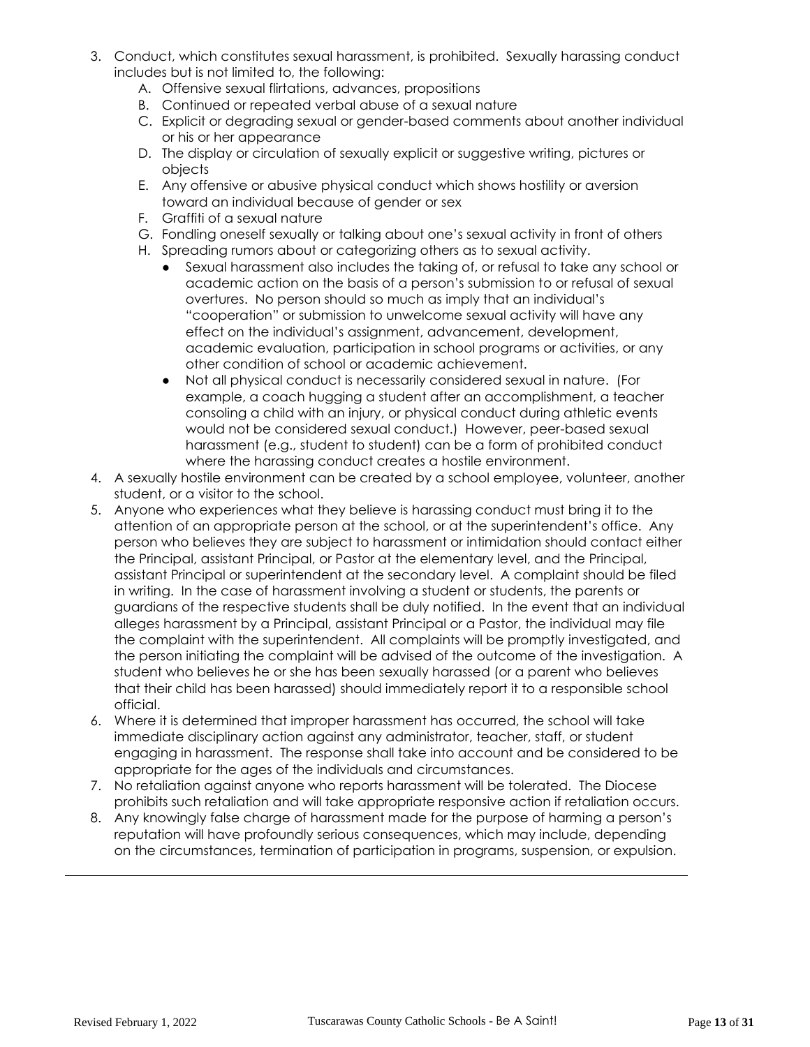3. Conduct, which constitutes sexual harassment, is prohibited. Sexually harassing conduct includes but is not limited to, the following:
   A. Offensive sexual flirtations, advances, propositions
   B. Continued or repeated verbal abuse of a sexual nature
   C. Explicit or degrading sexual or gender-based comments about another individual or his or her appearance
   D. The display or circulation of sexually explicit or suggestive writing, pictures or objects
   E. Any offensive or abusive physical conduct which shows hostility or aversion toward an individual because of gender or sex
   F. Graffiti of a sexual nature
   G. Fondling oneself sexually or talking about one's sexual activity in front of others
   H. Spreading rumors about or categorizing others as to sexual activity.
      - Sexual harassment also includes the taking of, or refusal to take any school or academic action on the basis of a person's submission to or refusal of sexual overtures. No person should so much as imply that an individual's "cooperation" or submission to unwelcome sexual activity will have any effect on the individual's assignment, advancement, development, academic evaluation, participation in school programs or activities, or any other condition of school or academic achievement.
      - Not all physical conduct is necessarily considered sexual in nature. (For example, a coach hugging a student after an accomplishment, a teacher consoling a child with an injury, or physical conduct during athletic events would not be considered sexual conduct.) However, peer-based sexual harassment (e.g., student to student) can be a form of prohibited conduct where the harassing conduct creates a hostile environment.
4. A sexually hostile environment can be created by a school employee, volunteer, another student, or a visitor to the school.
5. Anyone who experiences what they believe is harassing conduct must bring it to the attention of an appropriate person at the school, or at the superintendent's office. Any person who believes they are subject to harassment or intimidation should contact either the Principal, assistant Principal, or Pastor at the elementary level, and the Principal, assistant Principal or superintendent at the secondary level. A complaint should be filed in writing. In the case of harassment involving a student or students, the parents or guardians of the respective students shall be duly notified. In the event that an individual alleges harassment by a Principal, assistant Principal or a Pastor, the individual may file the complaint with the superintendent. All complaints will be promptly investigated, and the person initiating the complaint will be advised of the outcome of the investigation. A student who believes he or she has been sexually harassed (or a parent who believes that their child has been harassed) should immediately report it to a responsible school official.
6. Where it is determined that improper harassment has occurred, the school will take immediate disciplinary action against any administrator, teacher, staff, or student engaging in harassment. The response shall take into account and be considered to be appropriate for the ages of the individuals and circumstances.
7. No retaliation against anyone who reports harassment will be tolerated. The Diocese prohibits such retaliation and will take appropriate responsive action if retaliation occurs.
8. Any knowingly false charge of harassment made for the purpose of harming a person's reputation will have profoundly serious consequences, which may include, depending on the circumstances, termination of participation in programs, suspension, or expulsion.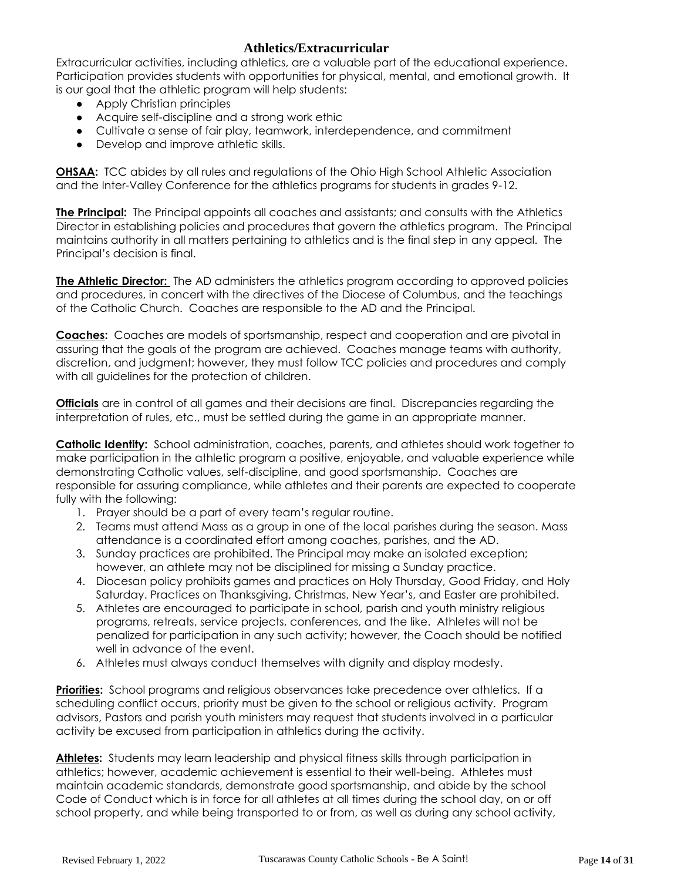## Athletics/Extracurricular

Extracurricular activities, including athletics, are a valuable part of the educational experience. Participation provides students with opportunities for physical, mental, and emotional growth. It is our goal that the athletic program will help students:

- Apply Christian principles
- Acquire self-discipline and a strong work ethic
- Cultivate a sense of fair play, teamwork, interdependence, and commitment
- Develop and improve athletic skills.

**OHSAA:** TCC abides by all rules and regulations of the Ohio High School Athletic Association and the Inter-Valley Conference for the athletics programs for students in grades 9-12.

**The Principal:** The Principal appoints all coaches and assistants; and consults with the Athletics Director in establishing policies and procedures that govern the athletics program. The Principal maintains authority in all matters pertaining to athletics and is the final step in any appeal. The Principal's decision is final.

**The Athletic Director:** The AD administers the athletics program according to approved policies and procedures, in concert with the directives of the Diocese of Columbus, and the teachings of the Catholic Church. Coaches are responsible to the AD and the Principal.

**Coaches:** Coaches are models of sportsmanship, respect and cooperation and are pivotal in assuring that the goals of the program are achieved. Coaches manage teams with authority, discretion, and judgment; however, they must follow TCC policies and procedures and comply with all guidelines for the protection of children.

**Officials** are in control of all games and their decisions are final. Discrepancies regarding the interpretation of rules, etc., must be settled during the game in an appropriate manner.

**Catholic Identity:** School administration, coaches, parents, and athletes should work together to make participation in the athletic program a positive, enjoyable, and valuable experience while demonstrating Catholic values, self-discipline, and good sportsmanship. Coaches are responsible for assuring compliance, while athletes and their parents are expected to cooperate fully with the following:

1. Prayer should be a part of every team's regular routine.
2. Teams must attend Mass as a group in one of the local parishes during the season. Mass attendance is a coordinated effort among coaches, parishes, and the AD.
3. Sunday practices are prohibited. The Principal may make an isolated exception; however, an athlete may not be disciplined for missing a Sunday practice.
4. Diocesan policy prohibits games and practices on Holy Thursday, Good Friday, and Holy Saturday. Practices on Thanksgiving, Christmas, New Year's, and Easter are prohibited.
5. Athletes are encouraged to participate in school, parish and youth ministry religious programs, retreats, service projects, conferences, and the like. Athletes will not be penalized for participation in any such activity; however, the Coach should be notified well in advance of the event.
6. Athletes must always conduct themselves with dignity and display modesty.

**Priorities:** School programs and religious observances take precedence over athletics. If a scheduling conflict occurs, priority must be given to the school or religious activity. Program advisors, Pastors and parish youth ministers may request that students involved in a particular activity be excused from participation in athletics during the activity.

**Athletes:** Students may learn leadership and physical fitness skills through participation in athletics; however, academic achievement is essential to their well-being. Athletes must maintain academic standards, demonstrate good sportsmanship, and abide by the school Code of Conduct which is in force for all athletes at all times during the school day, on or off school property, and while being transported to or from, as well as during any school activity,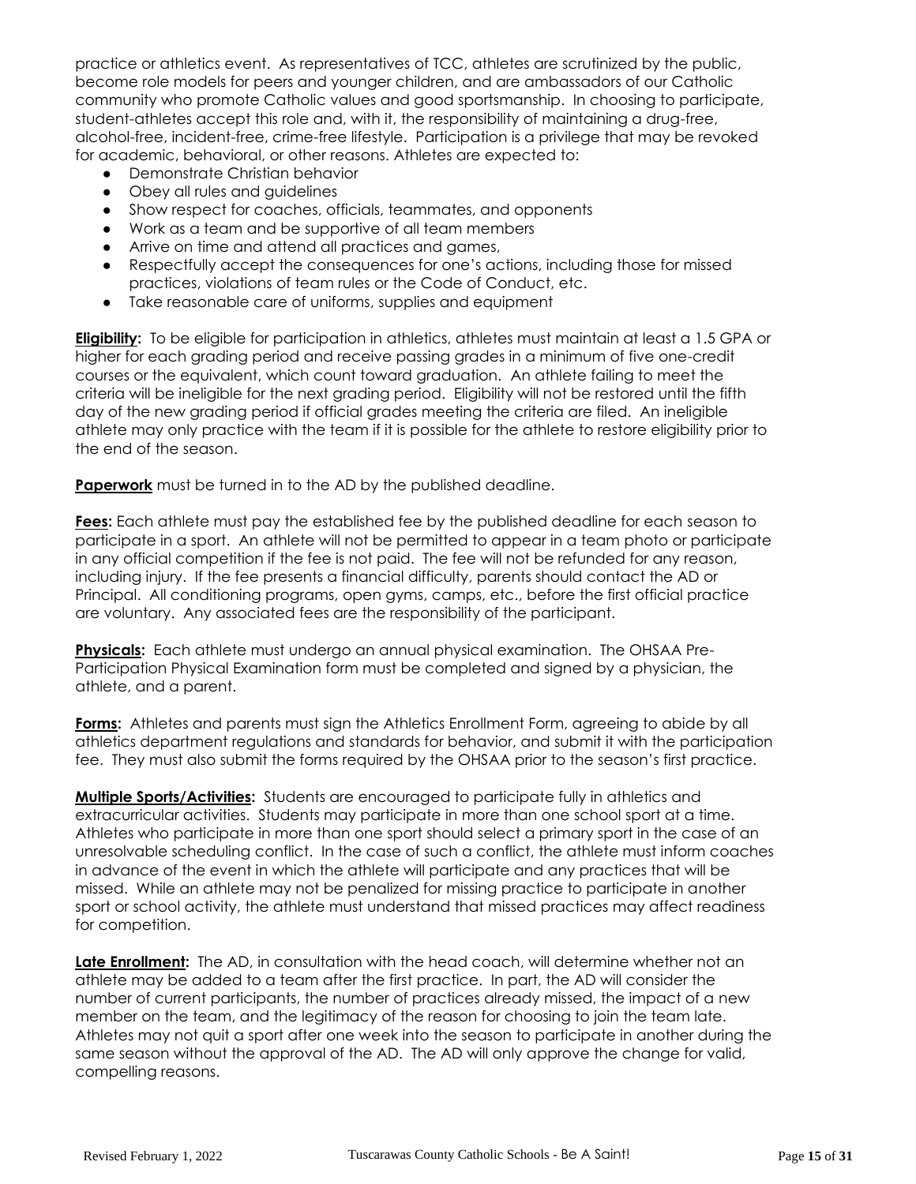practice or athletics event. As representatives of TCC, athletes are scrutinized by the public, become role models for peers and younger children, and are ambassadors of our Catholic community who promote Catholic values and good sportsmanship. In choosing to participate, student-athletes accept this role and, with it, the responsibility of maintaining a drug-free, alcohol-free, incident-free, crime-free lifestyle. Participation is a privilege that may be revoked for academic, behavioral, or other reasons. Athletes are expected to:

- Demonstrate Christian behavior
- Obey all rules and guidelines
- Show respect for coaches, officials, teammates, and opponents
- Work as a team and be supportive of all team members
- Arrive on time and attend all practices and games,
- Respectfully accept the consequences for one's actions, including those for missed practices, violations of team rules or the Code of Conduct, etc.
- Take reasonable care of uniforms, supplies and equipment

**Eligibility:** To be eligible for participation in athletics, athletes must maintain at least a 1.5 GPA or higher for each grading period and receive passing grades in a minimum of five one-credit courses or the equivalent, which count toward graduation. An athlete failing to meet the criteria will be ineligible for the next grading period. Eligibility will not be restored until the fifth day of the new grading period if official grades meeting the criteria are filed. An ineligible athlete may only practice with the team if it is possible for the athlete to restore eligibility prior to the end of the season.

**Paperwork** must be turned in to the AD by the published deadline.

**Fees:** Each athlete must pay the established fee by the published deadline for each season to participate in a sport. An athlete will not be permitted to appear in a team photo or participate in any official competition if the fee is not paid. The fee will not be refunded for any reason, including injury. If the fee presents a financial difficulty, parents should contact the AD or Principal. All conditioning programs, open gyms, camps, etc., before the first official practice are voluntary. Any associated fees are the responsibility of the participant.

**Physicals:** Each athlete must undergo an annual physical examination. The OHSAA Pre-Participation Physical Examination form must be completed and signed by a physician, the athlete, and a parent.

**Forms:** Athletes and parents must sign the Athletics Enrollment Form, agreeing to abide by all athletics department regulations and standards for behavior, and submit it with the participation fee. They must also submit the forms required by the OHSAA prior to the season's first practice.

**Multiple Sports/Activities:** Students are encouraged to participate fully in athletics and extracurricular activities. Students may participate in more than one school sport at a time. Athletes who participate in more than one sport should select a primary sport in the case of an unresolvable scheduling conflict. In the case of such a conflict, the athlete must inform coaches in advance of the event in which the athlete will participate and any practices that will be missed. While an athlete may not be penalized for missing practice to participate in another sport or school activity, the athlete must understand that missed practices may affect readiness for competition.

**Late Enrollment:** The AD, in consultation with the head coach, will determine whether not an athlete may be added to a team after the first practice. In part, the AD will consider the number of current participants, the number of practices already missed, the impact of a new member on the team, and the legitimacy of the reason for choosing to join the team late. Athletes may not quit a sport after one week into the season to participate in another during the same season without the approval of the AD. The AD will only approve the change for valid, compelling reasons.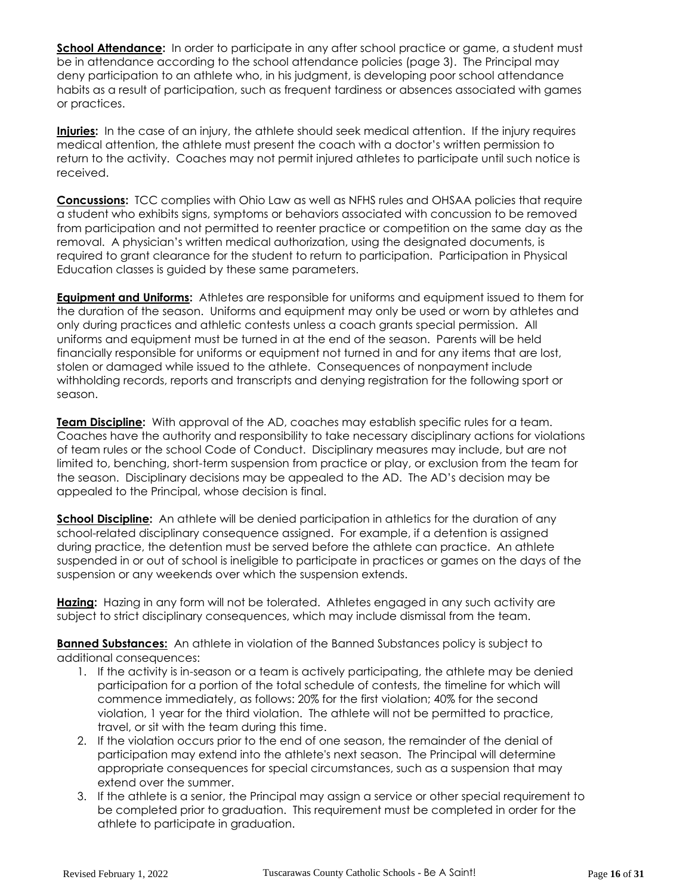**School Attendance:** In order to participate in any after school practice or game, a student must be in attendance according to the school attendance policies (page 3). The Principal may deny participation to an athlete who, in his judgment, is developing poor school attendance habits as a result of participation, such as frequent tardiness or absences associated with games or practices.

**Injuries:** In the case of an injury, the athlete should seek medical attention. If the injury requires medical attention, the athlete must present the coach with a doctor's written permission to return to the activity. Coaches may not permit injured athletes to participate until such notice is received.

**Concussions:** TCC complies with Ohio Law as well as NFHS rules and OHSAA policies that require a student who exhibits signs, symptoms or behaviors associated with concussion to be removed from participation and not permitted to reenter practice or competition on the same day as the removal. A physician's written medical authorization, using the designated documents, is required to grant clearance for the student to return to participation. Participation in Physical Education classes is guided by these same parameters.

**Equipment and Uniforms:** Athletes are responsible for uniforms and equipment issued to them for the duration of the season. Uniforms and equipment may only be used or worn by athletes and only during practices and athletic contests unless a coach grants special permission. All uniforms and equipment must be turned in at the end of the season. Parents will be held financially responsible for uniforms or equipment not turned in and for any items that are lost, stolen or damaged while issued to the athlete. Consequences of nonpayment include withholding records, reports and transcripts and denying registration for the following sport or season.

**Team Discipline:** With approval of the AD, coaches may establish specific rules for a team. Coaches have the authority and responsibility to take necessary disciplinary actions for violations of team rules or the school Code of Conduct. Disciplinary measures may include, but are not limited to, benching, short-term suspension from practice or play, or exclusion from the team for the season. Disciplinary decisions may be appealed to the AD. The AD's decision may be appealed to the Principal, whose decision is final.

**School Discipline:** An athlete will be denied participation in athletics for the duration of any school-related disciplinary consequence assigned. For example, if a detention is assigned during practice, the detention must be served before the athlete can practice. An athlete suspended in or out of school is ineligible to participate in practices or games on the days of the suspension or any weekends over which the suspension extends.

**Hazing:** Hazing in any form will not be tolerated. Athletes engaged in any such activity are subject to strict disciplinary consequences, which may include dismissal from the team.

**Banned Substances:** An athlete in violation of the Banned Substances policy is subject to additional consequences:

1. If the activity is in-season or a team is actively participating, the athlete may be denied participation for a portion of the total schedule of contests, the timeline for which will commence immediately, as follows: 20% for the first violation; 40% for the second violation, 1 year for the third violation. The athlete will not be permitted to practice, travel, or sit with the team during this time.
2. If the violation occurs prior to the end of one season, the remainder of the denial of participation may extend into the athlete's next season. The Principal will determine appropriate consequences for special circumstances, such as a suspension that may extend over the summer.
3. If the athlete is a senior, the Principal may assign a service or other special requirement to be completed prior to graduation. This requirement must be completed in order for the athlete to participate in graduation.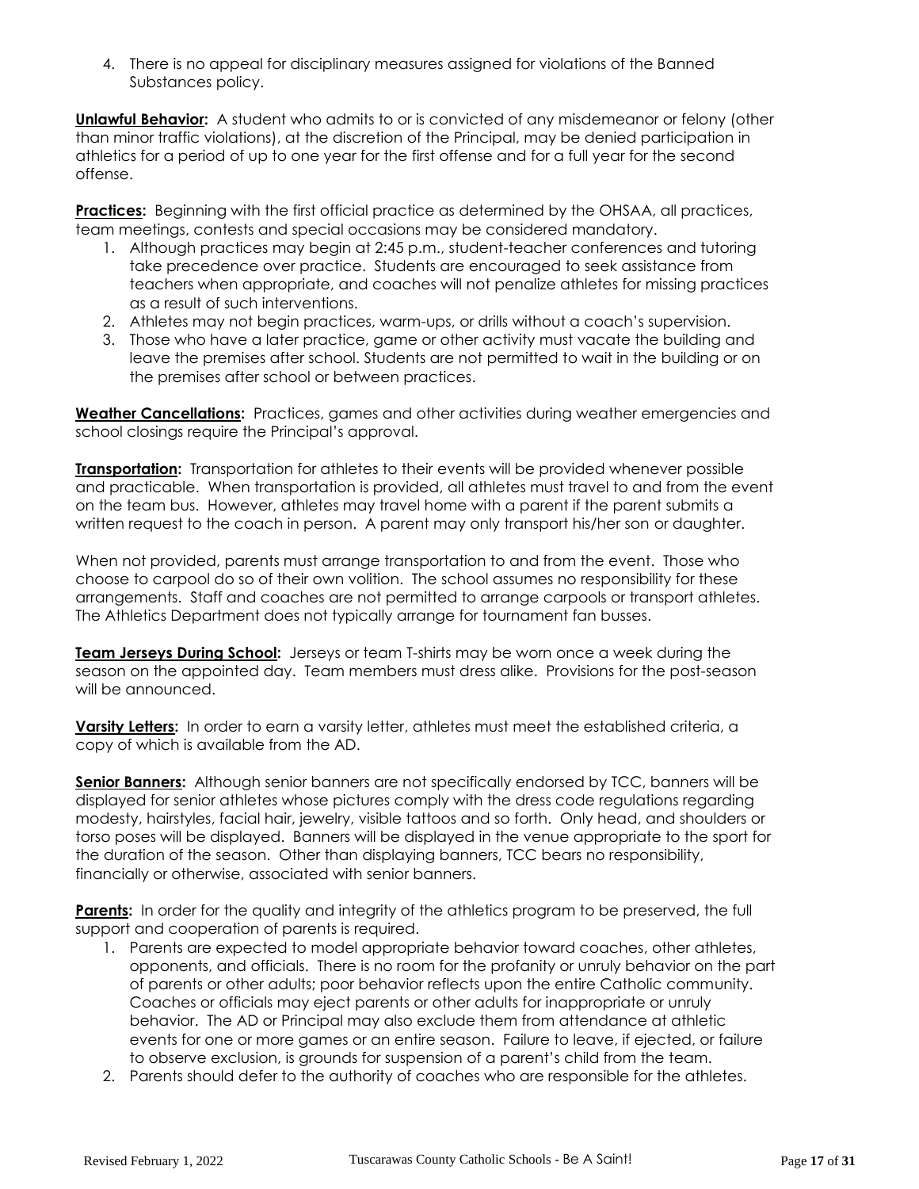4. There is no appeal for disciplinary measures assigned for violations of the Banned Substances policy.

**Unlawful Behavior:** A student who admits to or is convicted of any misdemeanor or felony (other than minor traffic violations), at the discretion of the Principal, may be denied participation in athletics for a period of up to one year for the first offense and for a full year for the second offense.

**Practices:** Beginning with the first official practice as determined by the OHSAA, all practices, team meetings, contests and special occasions may be considered mandatory.

1. Although practices may begin at 2:45 p.m., student-teacher conferences and tutoring take precedence over practice. Students are encouraged to seek assistance from teachers when appropriate, and coaches will not penalize athletes for missing practices as a result of such interventions.
2. Athletes may not begin practices, warm-ups, or drills without a coach's supervision.
3. Those who have a later practice, game or other activity must vacate the building and leave the premises after school. Students are not permitted to wait in the building or on the premises after school or between practices.

**Weather Cancellations:** Practices, games and other activities during weather emergencies and school closings require the Principal's approval.

**Transportation:** Transportation for athletes to their events will be provided whenever possible and practicable. When transportation is provided, all athletes must travel to and from the event on the team bus. However, athletes may travel home with a parent if the parent submits a written request to the coach in person. A parent may only transport his/her son or daughter.

When not provided, parents must arrange transportation to and from the event. Those who choose to carpool do so of their own volition. The school assumes no responsibility for these arrangements. Staff and coaches are not permitted to arrange carpools or transport athletes. The Athletics Department does not typically arrange for tournament fan busses.

**Team Jerseys During School:** Jerseys or team T-shirts may be worn once a week during the season on the appointed day. Team members must dress alike. Provisions for the post-season will be announced.

**Varsity Letters:** In order to earn a varsity letter, athletes must meet the established criteria, a copy of which is available from the AD.

**Senior Banners:** Although senior banners are not specifically endorsed by TCC, banners will be displayed for senior athletes whose pictures comply with the dress code regulations regarding modesty, hairstyles, facial hair, jewelry, visible tattoos and so forth. Only head, and shoulders or torso poses will be displayed. Banners will be displayed in the venue appropriate to the sport for the duration of the season. Other than displaying banners, TCC bears no responsibility, financially or otherwise, associated with senior banners.

**Parents:** In order for the quality and integrity of the athletics program to be preserved, the full support and cooperation of parents is required.

1. Parents are expected to model appropriate behavior toward coaches, other athletes, opponents, and officials. There is no room for the profanity or unruly behavior on the part of parents or other adults; poor behavior reflects upon the entire Catholic community. Coaches or officials may eject parents or other adults for inappropriate or unruly behavior. The AD or Principal may also exclude them from attendance at athletic events for one or more games or an entire season. Failure to leave, if ejected, or failure to observe exclusion, is grounds for suspension of a parent's child from the team.
2. Parents should defer to the authority of coaches who are responsible for the athletes.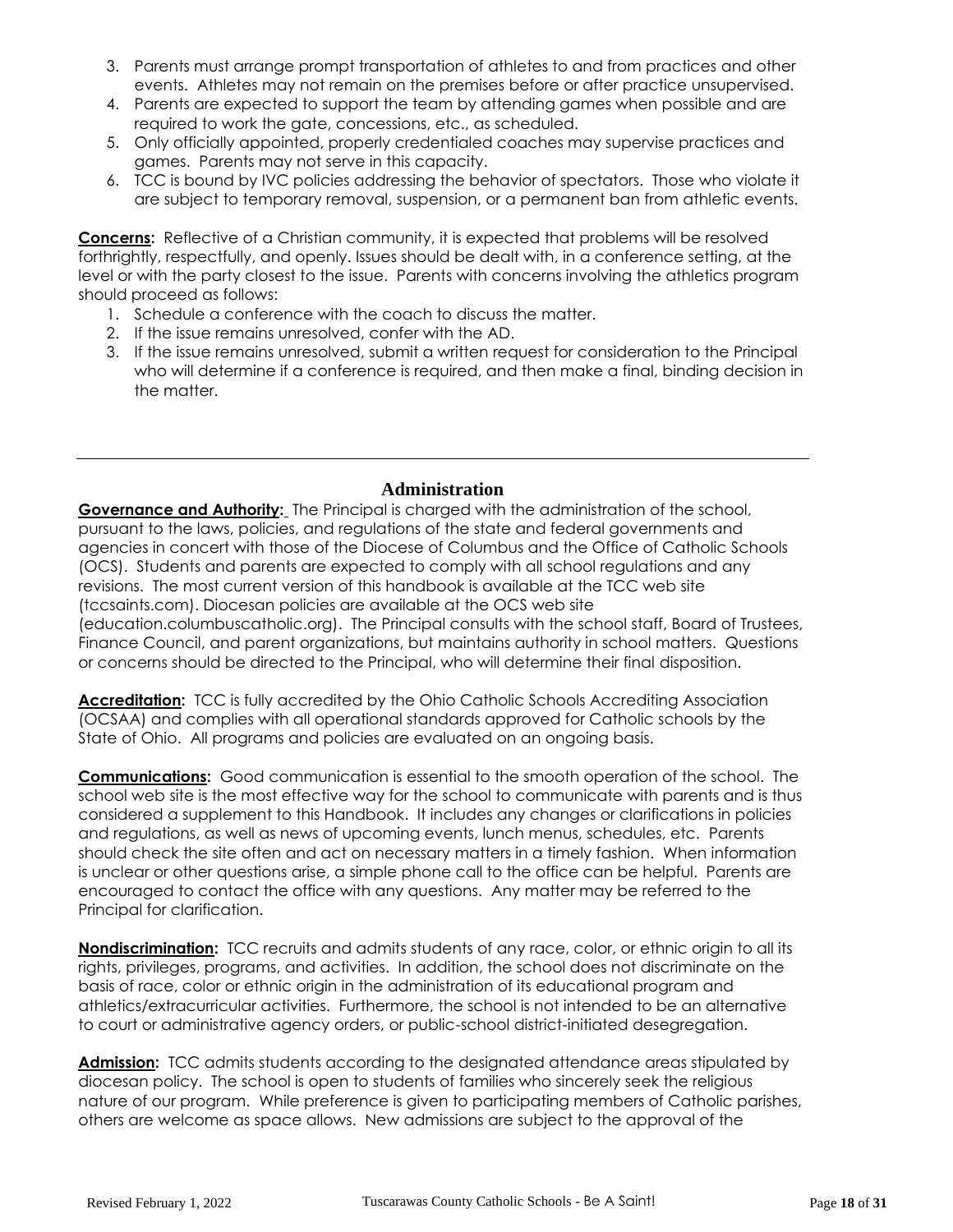3. Parents must arrange prompt transportation of athletes to and from practices and other events. Athletes may not remain on the premises before or after practice unsupervised.
4. Parents are expected to support the team by attending games when possible and are required to work the gate, concessions, etc., as scheduled.
5. Only officially appointed, properly credentialed coaches may supervise practices and games. Parents may not serve in this capacity.
6. TCC is bound by IVC policies addressing the behavior of spectators. Those who violate it are subject to temporary removal, suspension, or a permanent ban from athletic events.

**Concerns:** Reflective of a Christian community, it is expected that problems will be resolved forthrightly, respectfully, and openly. Issues should be dealt with, in a conference setting, at the level or with the party closest to the issue. Parents with concerns involving the athletics program should proceed as follows:

1. Schedule a conference with the coach to discuss the matter.
2. If the issue remains unresolved, confer with the AD.
3. If the issue remains unresolved, submit a written request for consideration to the Principal who will determine if a conference is required, and then make a final, binding decision in the matter.

---

## Administration

**Governance and Authority:** The Principal is charged with the administration of the school, pursuant to the laws, policies, and regulations of the state and federal governments and agencies in concert with those of the Diocese of Columbus and the Office of Catholic Schools (OCS). Students and parents are expected to comply with all school regulations and any revisions. The most current version of this handbook is available at the TCC web site (tccsaints.com). Diocesan policies are available at the OCS web site (education.columbuscatholic.org). The Principal consults with the school staff, Board of Trustees, Finance Council, and parent organizations, but maintains authority in school matters. Questions or concerns should be directed to the Principal, who will determine their final disposition.

**Accreditation:** TCC is fully accredited by the Ohio Catholic Schools Accrediting Association (OCSAA) and complies with all operational standards approved for Catholic schools by the State of Ohio. All programs and policies are evaluated on an ongoing basis.

**Communications:** Good communication is essential to the smooth operation of the school. The school web site is the most effective way for the school to communicate with parents and is thus considered a supplement to this Handbook. It includes any changes or clarifications in policies and regulations, as well as news of upcoming events, lunch menus, schedules, etc. Parents should check the site often and act on necessary matters in a timely fashion. When information is unclear or other questions arise, a simple phone call to the office can be helpful. Parents are encouraged to contact the office with any questions. Any matter may be referred to the Principal for clarification.

**Nondiscrimination:** TCC recruits and admits students of any race, color, or ethnic origin to all its rights, privileges, programs, and activities. In addition, the school does not discriminate on the basis of race, color or ethnic origin in the administration of its educational program and athletics/extracurricular activities. Furthermore, the school is not intended to be an alternative to court or administrative agency orders, or public-school district-initiated desegregation.

**Admission:** TCC admits students according to the designated attendance areas stipulated by diocesan policy. The school is open to students of families who sincerely seek the religious nature of our program. While preference is given to participating members of Catholic parishes, others are welcome as space allows. New admissions are subject to the approval of the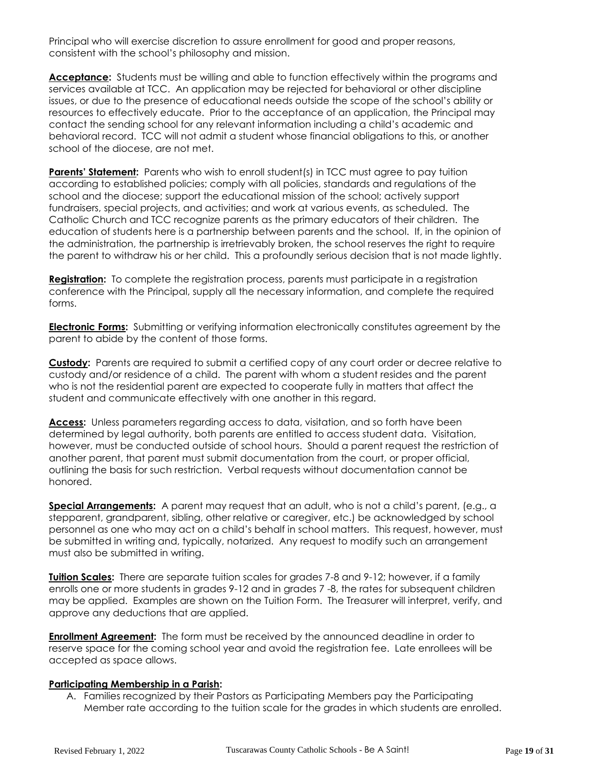Principal who will exercise discretion to assure enrollment for good and proper reasons, consistent with the school's philosophy and mission.

**Acceptance:** Students must be willing and able to function effectively within the programs and services available at TCC. An application may be rejected for behavioral or other discipline issues, or due to the presence of educational needs outside the scope of the school's ability or resources to effectively educate. Prior to the acceptance of an application, the Principal may contact the sending school for any relevant information including a child's academic and behavioral record. TCC will not admit a student whose financial obligations to this, or another school of the diocese, are not met.

**Parents' Statement:** Parents who wish to enroll student(s) in TCC must agree to pay tuition according to established policies; comply with all policies, standards and regulations of the school and the diocese; support the educational mission of the school; actively support fundraisers, special projects, and activities; and work at various events, as scheduled. The Catholic Church and TCC recognize parents as the primary educators of their children. The education of students here is a partnership between parents and the school. If, in the opinion of the administration, the partnership is irretrievably broken, the school reserves the right to require the parent to withdraw his or her child. This a profoundly serious decision that is not made lightly.

**Registration:** To complete the registration process, parents must participate in a registration conference with the Principal, supply all the necessary information, and complete the required forms.

**Electronic Forms:** Submitting or verifying information electronically constitutes agreement by the parent to abide by the content of those forms.

**Custody:** Parents are required to submit a certified copy of any court order or decree relative to custody and/or residence of a child. The parent with whom a student resides and the parent who is not the residential parent are expected to cooperate fully in matters that affect the student and communicate effectively with one another in this regard.

**Access:** Unless parameters regarding access to data, visitation, and so forth have been determined by legal authority, both parents are entitled to access student data. Visitation, however, must be conducted outside of school hours. Should a parent request the restriction of another parent, that parent must submit documentation from the court, or proper official, outlining the basis for such restriction. Verbal requests without documentation cannot be honored.

**Special Arrangements:** A parent may request that an adult, who is not a child's parent, (e.g., a stepparent, grandparent, sibling, other relative or caregiver, etc.) be acknowledged by school personnel as one who may act on a child's behalf in school matters. This request, however, must be submitted in writing and, typically, notarized. Any request to modify such an arrangement must also be submitted in writing.

**Tuition Scales:** There are separate tuition scales for grades 7-8 and 9-12; however, if a family enrolls one or more students in grades 9-12 and in grades 7 -8, the rates for subsequent children may be applied. Examples are shown on the Tuition Form. The Treasurer will interpret, verify, and approve any deductions that are applied.

**Enrollment Agreement:** The form must be received by the announced deadline in order to reserve space for the coming school year and avoid the registration fee. Late enrollees will be accepted as space allows.

**Participating Membership in a Parish:**

A. Families recognized by their Pastors as Participating Members pay the Participating Member rate according to the tuition scale for the grades in which students are enrolled.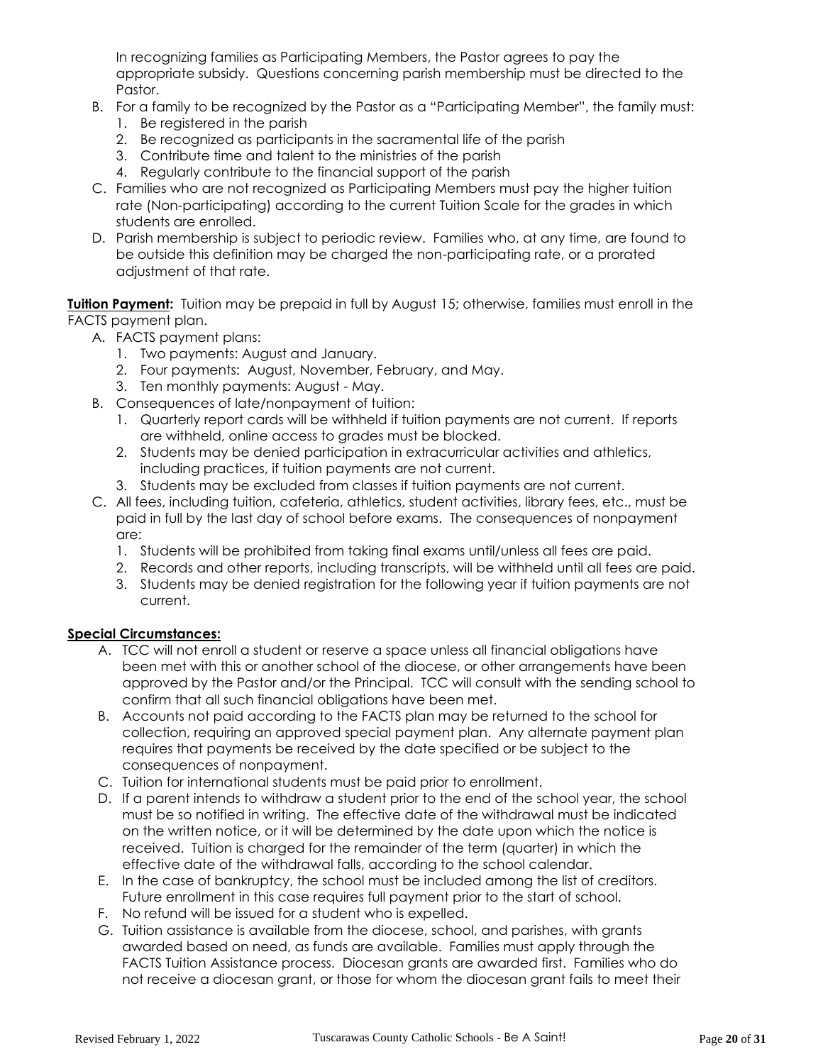In recognizing families as Participating Members, the Pastor agrees to pay the appropriate subsidy. Questions concerning parish membership must be directed to the Pastor.

B. For a family to be recognized by the Pastor as a "Participating Member", the family must:
   1. Be registered in the parish
   2. Be recognized as participants in the sacramental life of the parish
   3. Contribute time and talent to the ministries of the parish
   4. Regularly contribute to the financial support of the parish
C. Families who are not recognized as Participating Members must pay the higher tuition rate (Non-participating) according to the current Tuition Scale for the grades in which students are enrolled.
D. Parish membership is subject to periodic review. Families who, at any time, are found to be outside this definition may be charged the non-participating rate, or a prorated adjustment of that rate.

**Tuition Payment:** Tuition may be prepaid in full by August 15; otherwise, families must enroll in the FACTS payment plan.

A. FACTS payment plans:
   1. Two payments: August and January.
   2. Four payments: August, November, February, and May.
   3. Ten monthly payments: August - May.
B. Consequences of late/nonpayment of tuition:
   1. Quarterly report cards will be withheld if tuition payments are not current. If reports are withheld, online access to grades must be blocked.
   2. Students may be denied participation in extracurricular activities and athletics, including practices, if tuition payments are not current.
   3. Students may be excluded from classes if tuition payments are not current.
C. All fees, including tuition, cafeteria, athletics, student activities, library fees, etc., must be paid in full by the last day of school before exams. The consequences of nonpayment are:
   1. Students will be prohibited from taking final exams until/unless all fees are paid.
   2. Records and other reports, including transcripts, will be withheld until all fees are paid.
   3. Students may be denied registration for the following year if tuition payments are not current.

**Special Circumstances:**

A. TCC will not enroll a student or reserve a space unless all financial obligations have been met with this or another school of the diocese, or other arrangements have been approved by the Pastor and/or the Principal. TCC will consult with the sending school to confirm that all such financial obligations have been met.
B. Accounts not paid according to the FACTS plan may be returned to the school for collection, requiring an approved special payment plan. Any alternate payment plan requires that payments be received by the date specified or be subject to the consequences of nonpayment.
C. Tuition for international students must be paid prior to enrollment.
D. If a parent intends to withdraw a student prior to the end of the school year, the school must be so notified in writing. The effective date of the withdrawal must be indicated on the written notice, or it will be determined by the date upon which the notice is received. Tuition is charged for the remainder of the term (quarter) in which the effective date of the withdrawal falls, according to the school calendar.
E. In the case of bankruptcy, the school must be included among the list of creditors. Future enrollment in this case requires full payment prior to the start of school.
F. No refund will be issued for a student who is expelled.
G. Tuition assistance is available from the diocese, school, and parishes, with grants awarded based on need, as funds are available. Families must apply through the FACTS Tuition Assistance process. Diocesan grants are awarded first. Families who do not receive a diocesan grant, or those for whom the diocesan grant fails to meet their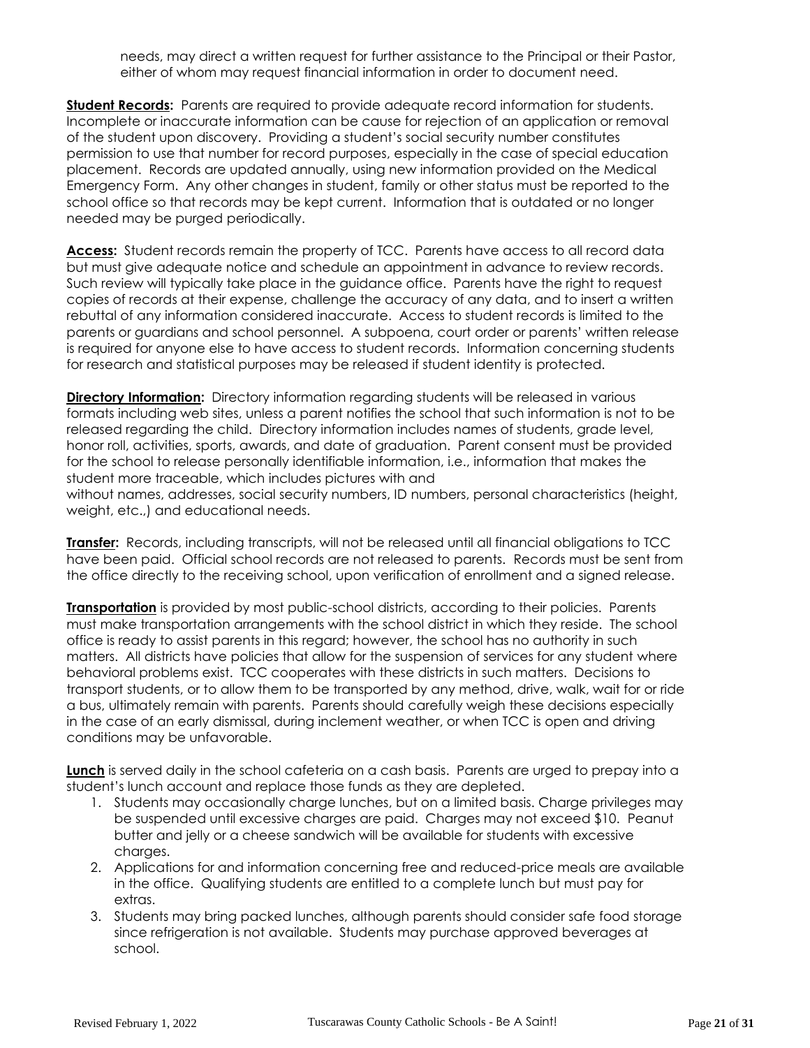needs, may direct a written request for further assistance to the Principal or their Pastor, either of whom may request financial information in order to document need.

**Student Records:** Parents are required to provide adequate record information for students. Incomplete or inaccurate information can be cause for rejection of an application or removal of the student upon discovery. Providing a student's social security number constitutes permission to use that number for record purposes, especially in the case of special education placement. Records are updated annually, using new information provided on the Medical Emergency Form. Any other changes in student, family or other status must be reported to the school office so that records may be kept current. Information that is outdated or no longer needed may be purged periodically.

**Access:** Student records remain the property of TCC. Parents have access to all record data but must give adequate notice and schedule an appointment in advance to review records. Such review will typically take place in the guidance office. Parents have the right to request copies of records at their expense, challenge the accuracy of any data, and to insert a written rebuttal of any information considered inaccurate. Access to student records is limited to the parents or guardians and school personnel. A subpoena, court order or parents' written release is required for anyone else to have access to student records. Information concerning students for research and statistical purposes may be released if student identity is protected.

**Directory Information:** Directory information regarding students will be released in various formats including web sites, unless a parent notifies the school that such information is not to be released regarding the child. Directory information includes names of students, grade level, honor roll, activities, sports, awards, and date of graduation. Parent consent must be provided for the school to release personally identifiable information, i.e., information that makes the student more traceable, which includes pictures with and without names, addresses, social security numbers, ID numbers, personal characteristics (height, weight, etc.,) and educational needs.

**Transfer:** Records, including transcripts, will not be released until all financial obligations to TCC have been paid. Official school records are not released to parents. Records must be sent from the office directly to the receiving school, upon verification of enrollment and a signed release.

**Transportation** is provided by most public-school districts, according to their policies. Parents must make transportation arrangements with the school district in which they reside. The school office is ready to assist parents in this regard; however, the school has no authority in such matters. All districts have policies that allow for the suspension of services for any student where behavioral problems exist. TCC cooperates with these districts in such matters. Decisions to transport students, or to allow them to be transported by any method, drive, walk, wait for or ride a bus, ultimately remain with parents. Parents should carefully weigh these decisions especially in the case of an early dismissal, during inclement weather, or when TCC is open and driving conditions may be unfavorable.

**Lunch** is served daily in the school cafeteria on a cash basis. Parents are urged to prepay into a student's lunch account and replace those funds as they are depleted.

1. Students may occasionally charge lunches, but on a limited basis. Charge privileges may be suspended until excessive charges are paid. Charges may not exceed $10. Peanut butter and jelly or a cheese sandwich will be available for students with excessive charges.
2. Applications for and information concerning free and reduced-price meals are available in the office. Qualifying students are entitled to a complete lunch but must pay for extras.
3. Students may bring packed lunches, although parents should consider safe food storage since refrigeration is not available. Students may purchase approved beverages at school.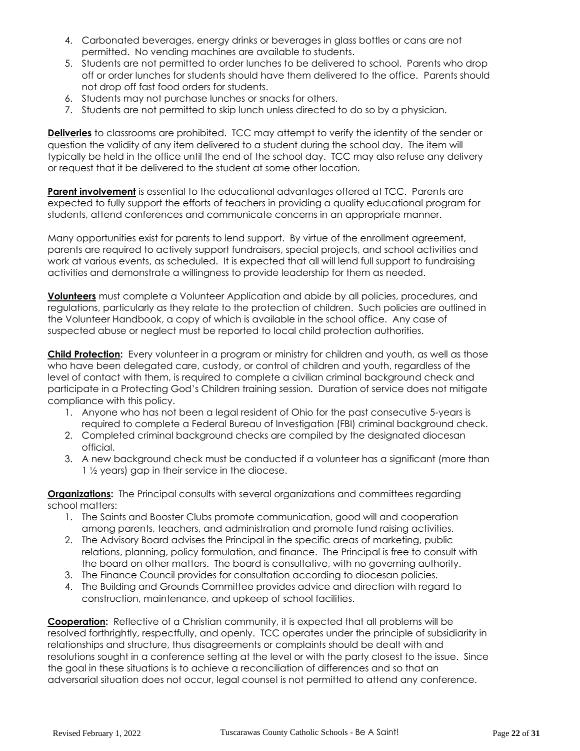4. Carbonated beverages, energy drinks or beverages in glass bottles or cans are not permitted. No vending machines are available to students.
5. Students are not permitted to order lunches to be delivered to school. Parents who drop off or order lunches for students should have them delivered to the office. Parents should not drop off fast food orders for students.
6. Students may not purchase lunches or snacks for others.
7. Students are not permitted to skip lunch unless directed to do so by a physician.

**Deliveries** to classrooms are prohibited. TCC may attempt to verify the identity of the sender or question the validity of any item delivered to a student during the school day. The item will typically be held in the office until the end of the school day. TCC may also refuse any delivery or request that it be delivered to the student at some other location.

**Parent involvement** is essential to the educational advantages offered at TCC. Parents are expected to fully support the efforts of teachers in providing a quality educational program for students, attend conferences and communicate concerns in an appropriate manner.

Many opportunities exist for parents to lend support. By virtue of the enrollment agreement, parents are required to actively support fundraisers, special projects, and school activities and work at various events, as scheduled. It is expected that all will lend full support to fundraising activities and demonstrate a willingness to provide leadership for them as needed.

**Volunteers** must complete a Volunteer Application and abide by all policies, procedures, and regulations, particularly as they relate to the protection of children. Such policies are outlined in the Volunteer Handbook, a copy of which is available in the school office. Any case of suspected abuse or neglect must be reported to local child protection authorities.

**Child Protection:** Every volunteer in a program or ministry for children and youth, as well as those who have been delegated care, custody, or control of children and youth, regardless of the level of contact with them, is required to complete a civilian criminal background check and participate in a Protecting God's Children training session. Duration of service does not mitigate compliance with this policy.

1. Anyone who has not been a legal resident of Ohio for the past consecutive 5-years is required to complete a Federal Bureau of Investigation (FBI) criminal background check.
2. Completed criminal background checks are compiled by the designated diocesan official.
3. A new background check must be conducted if a volunteer has a significant (more than 1 ½ years) gap in their service in the diocese.

**Organizations:** The Principal consults with several organizations and committees regarding school matters:

1. The Saints and Booster Clubs promote communication, good will and cooperation among parents, teachers, and administration and promote fund raising activities.
2. The Advisory Board advises the Principal in the specific areas of marketing, public relations, planning, policy formulation, and finance. The Principal is free to consult with the board on other matters. The board is consultative, with no governing authority.
3. The Finance Council provides for consultation according to diocesan policies.
4. The Building and Grounds Committee provides advice and direction with regard to construction, maintenance, and upkeep of school facilities.

**Cooperation:** Reflective of a Christian community, it is expected that all problems will be resolved forthrightly, respectfully, and openly. TCC operates under the principle of subsidiarity in relationships and structure, thus disagreements or complaints should be dealt with and resolutions sought in a conference setting at the level or with the party closest to the issue. Since the goal in these situations is to achieve a reconciliation of differences and so that an adversarial situation does not occur, legal counsel is not permitted to attend any conference.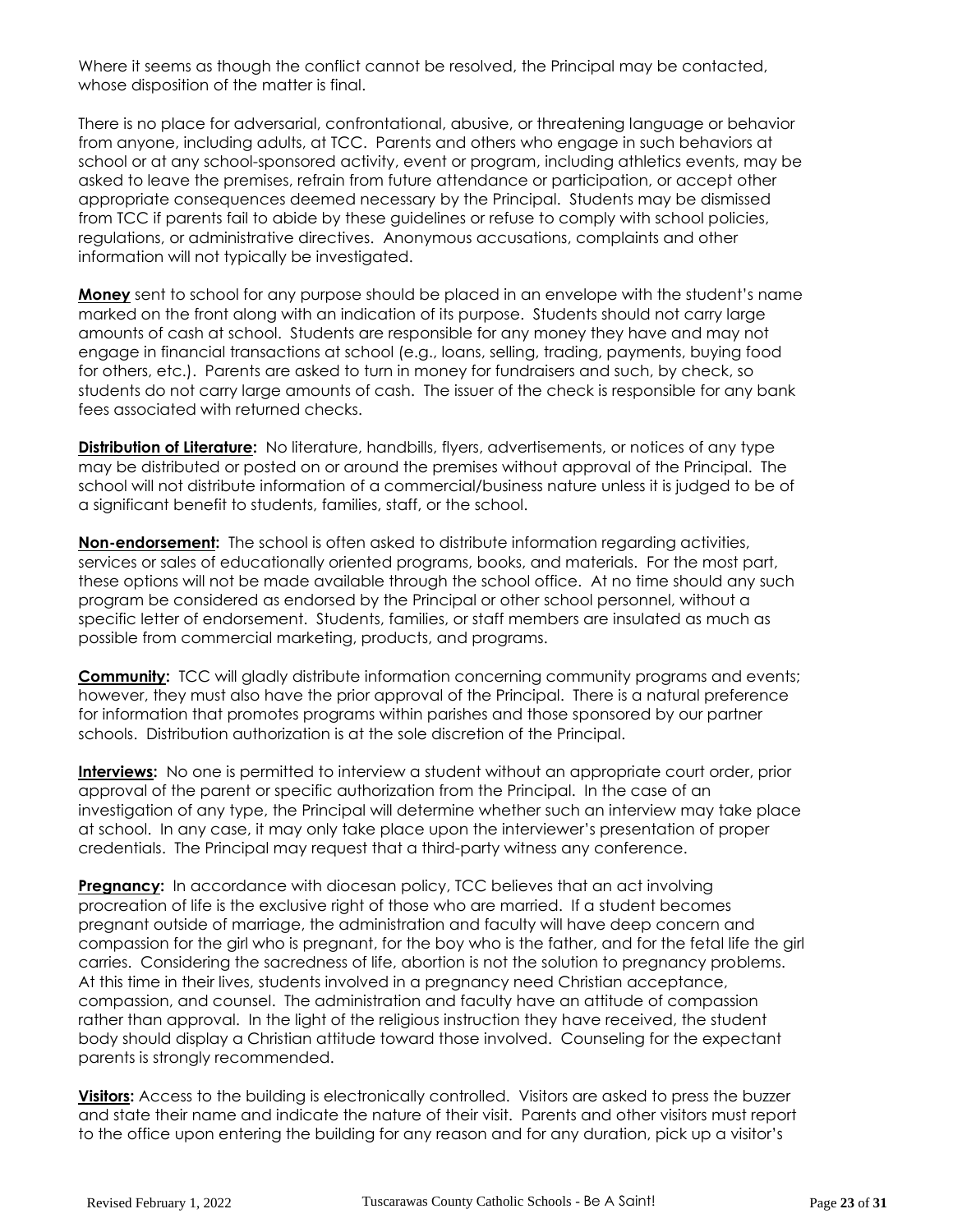Where it seems as though the conflict cannot be resolved, the Principal may be contacted, whose disposition of the matter is final.

There is no place for adversarial, confrontational, abusive, or threatening language or behavior from anyone, including adults, at TCC. Parents and others who engage in such behaviors at school or at any school-sponsored activity, event or program, including athletics events, may be asked to leave the premises, refrain from future attendance or participation, or accept other appropriate consequences deemed necessary by the Principal. Students may be dismissed from TCC if parents fail to abide by these guidelines or refuse to comply with school policies, regulations, or administrative directives. Anonymous accusations, complaints and other information will not typically be investigated.

**Money** sent to school for any purpose should be placed in an envelope with the student's name marked on the front along with an indication of its purpose. Students should not carry large amounts of cash at school. Students are responsible for any money they have and may not engage in financial transactions at school (e.g., loans, selling, trading, payments, buying food for others, etc.). Parents are asked to turn in money for fundraisers and such, by check, so students do not carry large amounts of cash. The issuer of the check is responsible for any bank fees associated with returned checks.

**Distribution of Literature:** No literature, handbills, flyers, advertisements, or notices of any type may be distributed or posted on or around the premises without approval of the Principal. The school will not distribute information of a commercial/business nature unless it is judged to be of a significant benefit to students, families, staff, or the school.

**Non-endorsement:** The school is often asked to distribute information regarding activities, services or sales of educationally oriented programs, books, and materials. For the most part, these options will not be made available through the school office. At no time should any such program be considered as endorsed by the Principal or other school personnel, without a specific letter of endorsement. Students, families, or staff members are insulated as much as possible from commercial marketing, products, and programs.

**Community:** TCC will gladly distribute information concerning community programs and events; however, they must also have the prior approval of the Principal. There is a natural preference for information that promotes programs within parishes and those sponsored by our partner schools. Distribution authorization is at the sole discretion of the Principal.

**Interviews:** No one is permitted to interview a student without an appropriate court order, prior approval of the parent or specific authorization from the Principal. In the case of an investigation of any type, the Principal will determine whether such an interview may take place at school. In any case, it may only take place upon the interviewer's presentation of proper credentials. The Principal may request that a third-party witness any conference.

**Pregnancy:** In accordance with diocesan policy, TCC believes that an act involving procreation of life is the exclusive right of those who are married. If a student becomes pregnant outside of marriage, the administration and faculty will have deep concern and compassion for the girl who is pregnant, for the boy who is the father, and for the fetal life the girl carries. Considering the sacredness of life, abortion is not the solution to pregnancy problems. At this time in their lives, students involved in a pregnancy need Christian acceptance, compassion, and counsel. The administration and faculty have an attitude of compassion rather than approval. In the light of the religious instruction they have received, the student body should display a Christian attitude toward those involved. Counseling for the expectant parents is strongly recommended.

**Visitors:** Access to the building is electronically controlled. Visitors are asked to press the buzzer and state their name and indicate the nature of their visit. Parents and other visitors must report to the office upon entering the building for any reason and for any duration, pick up a visitor's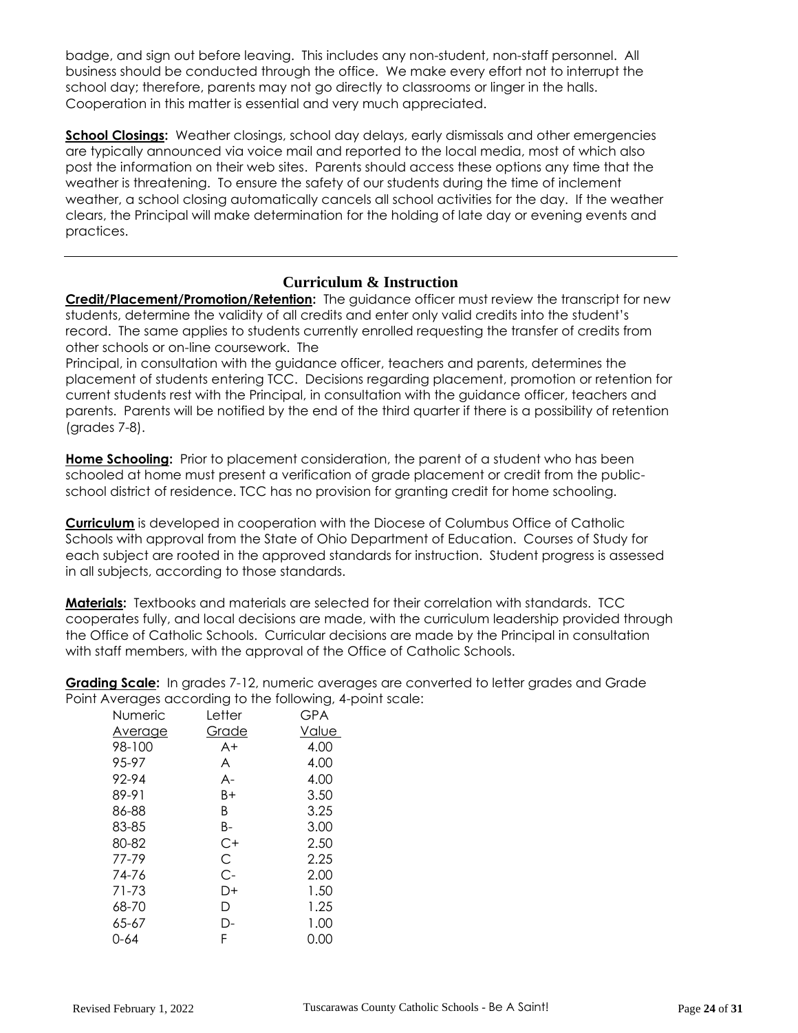badge, and sign out before leaving. This includes any non-student, non-staff personnel. All business should be conducted through the office. We make every effort not to interrupt the school day; therefore, parents may not go directly to classrooms or linger in the halls. Cooperation in this matter is essential and very much appreciated.

**School Closings:** Weather closings, school day delays, early dismissals and other emergencies are typically announced via voice mail and reported to the local media, most of which also post the information on their web sites. Parents should access these options any time that the weather is threatening. To ensure the safety of our students during the time of inclement weather, a school closing automatically cancels all school activities for the day. If the weather clears, the Principal will make determination for the holding of late day or evening events and practices.

---

## Curriculum & Instruction

**Credit/Placement/Promotion/Retention:** The guidance officer must review the transcript for new students, determine the validity of all credits and enter only valid credits into the student's record. The same applies to students currently enrolled requesting the transfer of credits from other schools or on-line coursework. The

Principal, in consultation with the guidance officer, teachers and parents, determines the placement of students entering TCC. Decisions regarding placement, promotion or retention for current students rest with the Principal, in consultation with the guidance officer, teachers and parents. Parents will be notified by the end of the third quarter if there is a possibility of retention (grades 7-8).

**Home Schooling:** Prior to placement consideration, the parent of a student who has been schooled at home must present a verification of grade placement or credit from the public-school district of residence. TCC has no provision for granting credit for home schooling.

**Curriculum** is developed in cooperation with the Diocese of Columbus Office of Catholic Schools with approval from the State of Ohio Department of Education. Courses of Study for each subject are rooted in the approved standards for instruction. Student progress is assessed in all subjects, according to those standards.

**Materials:** Textbooks and materials are selected for their correlation with standards. TCC cooperates fully, and local decisions are made, with the curriculum leadership provided through the Office of Catholic Schools. Curricular decisions are made by the Principal in consultation with staff members, with the approval of the Office of Catholic Schools.

**Grading Scale:** In grades 7-12, numeric averages are converted to letter grades and Grade Point Averages according to the following, 4-point scale:

| Numeric Average | Letter Grade | GPA Value |
|---|---|---|
| 98-100 | A+ | 4.00 |
| 95-97 | A | 4.00 |
| 92-94 | A- | 4.00 |
| 89-91 | B+ | 3.50 |
| 86-88 | B | 3.25 |
| 83-85 | B- | 3.00 |
| 80-82 | C+ | 2.50 |
| 77-79 | C | 2.25 |
| 74-76 | C- | 2.00 |
| 71-73 | D+ | 1.50 |
| 68-70 | D | 1.25 |
| 65-67 | D- | 1.00 |
| 0-64 | F | 0.00 |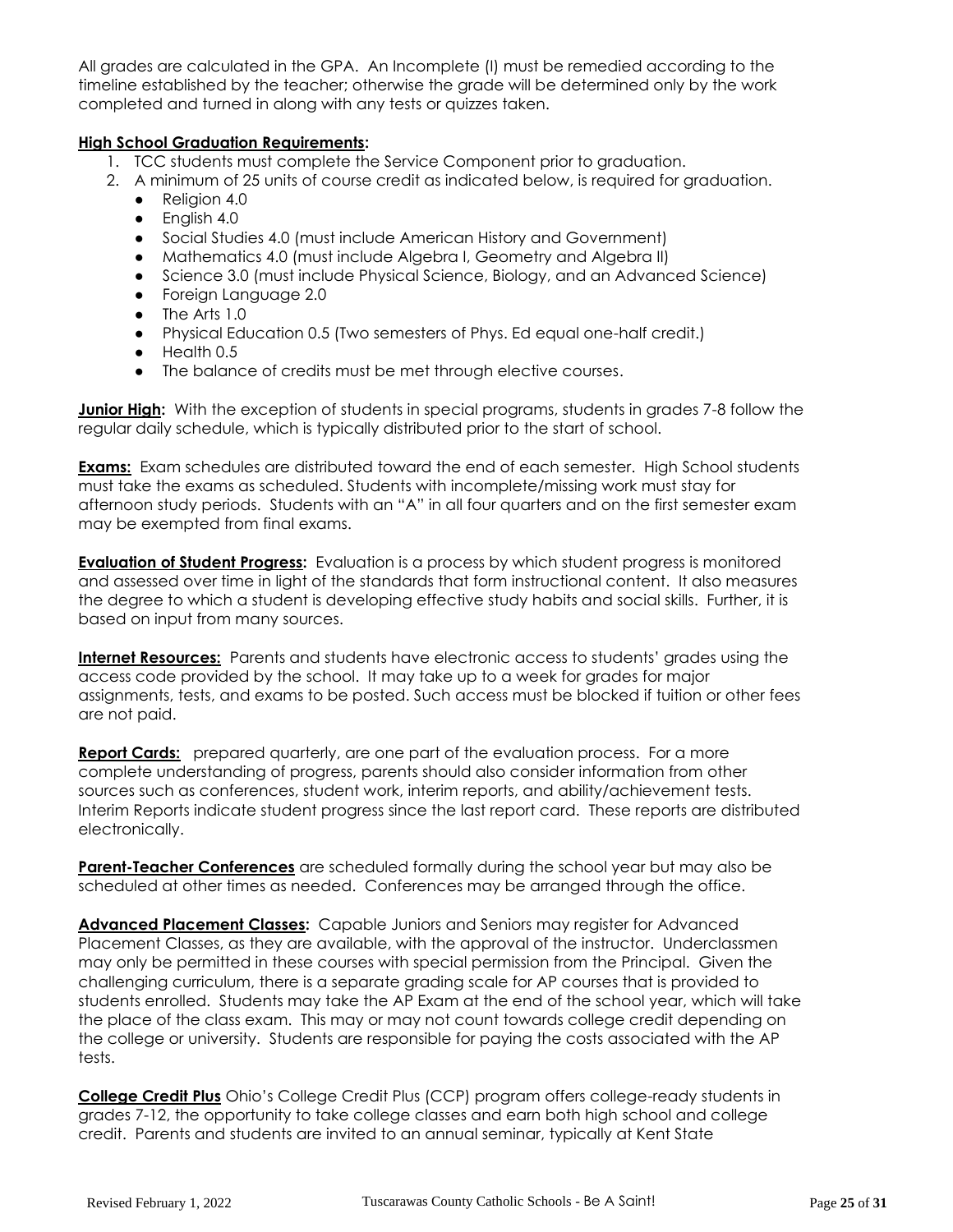All grades are calculated in the GPA. An Incomplete (I) must be remedied according to the timeline established by the teacher; otherwise the grade will be determined only by the work completed and turned in along with any tests or quizzes taken.

**High School Graduation Requirements:**

1. TCC students must complete the Service Component prior to graduation.
2. A minimum of 25 units of course credit as indicated below, is required for graduation.
   - Religion 4.0
   - English 4.0
   - Social Studies 4.0 (must include American History and Government)
   - Mathematics 4.0 (must include Algebra I, Geometry and Algebra II)
   - Science 3.0 (must include Physical Science, Biology, and an Advanced Science)
   - Foreign Language 2.0
   - The Arts 1.0
   - Physical Education 0.5 (Two semesters of Phys. Ed equal one-half credit.)
   - Health 0.5
   - The balance of credits must be met through elective courses.

**Junior High:** With the exception of students in special programs, students in grades 7-8 follow the regular daily schedule, which is typically distributed prior to the start of school.

**Exams:** Exam schedules are distributed toward the end of each semester. High School students must take the exams as scheduled. Students with incomplete/missing work must stay for afternoon study periods. Students with an "A" in all four quarters and on the first semester exam may be exempted from final exams.

**Evaluation of Student Progress:** Evaluation is a process by which student progress is monitored and assessed over time in light of the standards that form instructional content. It also measures the degree to which a student is developing effective study habits and social skills. Further, it is based on input from many sources.

**Internet Resources:** Parents and students have electronic access to students' grades using the access code provided by the school. It may take up to a week for grades for major assignments, tests, and exams to be posted. Such access must be blocked if tuition or other fees are not paid.

**Report Cards:** prepared quarterly, are one part of the evaluation process. For a more complete understanding of progress, parents should also consider information from other sources such as conferences, student work, interim reports, and ability/achievement tests. Interim Reports indicate student progress since the last report card. These reports are distributed electronically.

**Parent-Teacher Conferences** are scheduled formally during the school year but may also be scheduled at other times as needed. Conferences may be arranged through the office.

**Advanced Placement Classes:** Capable Juniors and Seniors may register for Advanced Placement Classes, as they are available, with the approval of the instructor. Underclassmen may only be permitted in these courses with special permission from the Principal. Given the challenging curriculum, there is a separate grading scale for AP courses that is provided to students enrolled. Students may take the AP Exam at the end of the school year, which will take the place of the class exam. This may or may not count towards college credit depending on the college or university. Students are responsible for paying the costs associated with the AP tests.

**College Credit Plus** Ohio's College Credit Plus (CCP) program offers college-ready students in grades 7-12, the opportunity to take college classes and earn both high school and college credit. Parents and students are invited to an annual seminar, typically at Kent State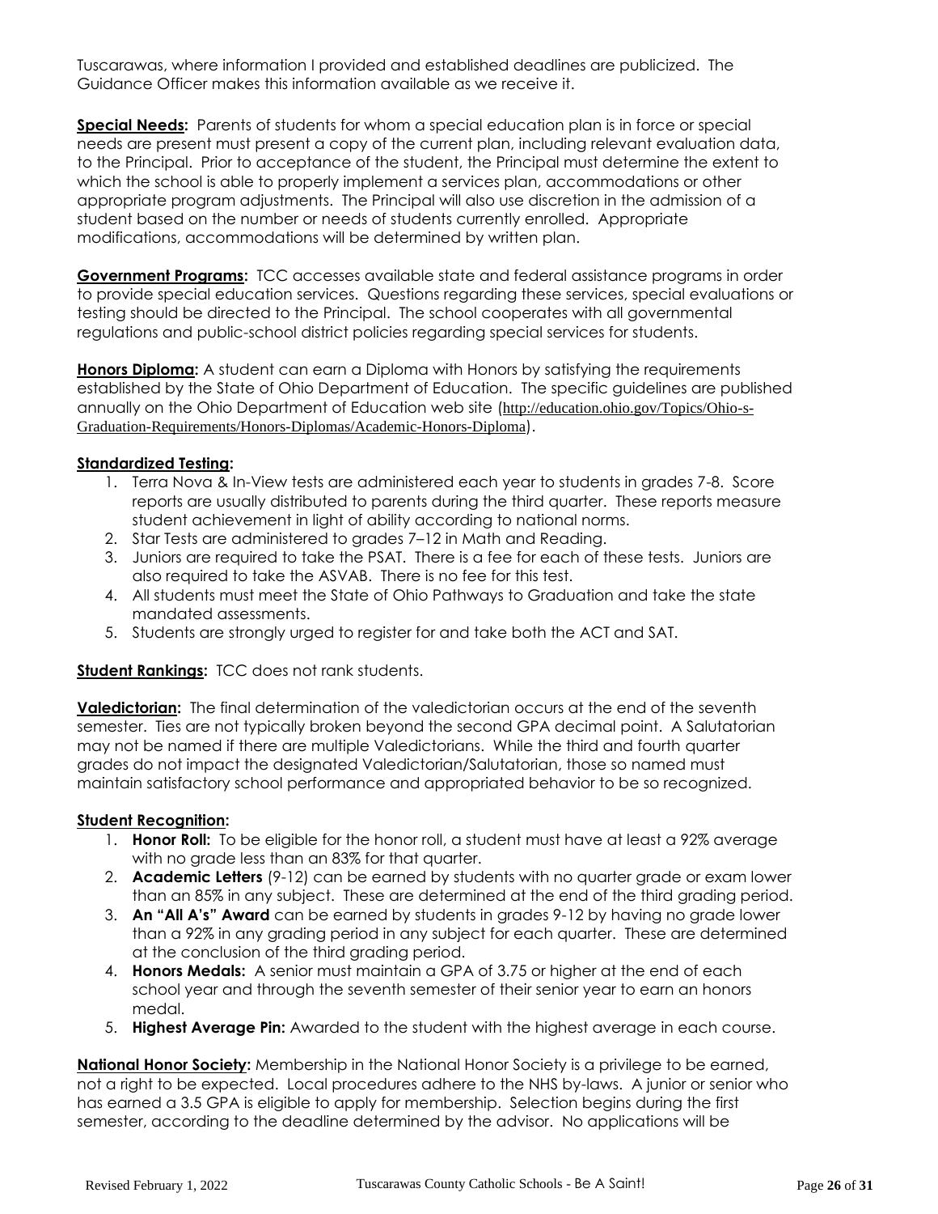Tuscarawas, where information I provided and established deadlines are publicized. The Guidance Officer makes this information available as we receive it.

**Special Needs:** Parents of students for whom a special education plan is in force or special needs are present must present a copy of the current plan, including relevant evaluation data, to the Principal. Prior to acceptance of the student, the Principal must determine the extent to which the school is able to properly implement a services plan, accommodations or other appropriate program adjustments. The Principal will also use discretion in the admission of a student based on the number or needs of students currently enrolled. Appropriate modifications, accommodations will be determined by written plan.

**Government Programs:** TCC accesses available state and federal assistance programs in order to provide special education services. Questions regarding these services, special evaluations or testing should be directed to the Principal. The school cooperates with all governmental regulations and public-school district policies regarding special services for students.

**Honors Diploma:** A student can earn a Diploma with Honors by satisfying the requirements established by the State of Ohio Department of Education. The specific guidelines are published annually on the Ohio Department of Education web site (http://education.ohio.gov/Topics/Ohio-s-Graduation-Requirements/Honors-Diplomas/Academic-Honors-Diploma).

**Standardized Testing:**

1. Terra Nova & In-View tests are administered each year to students in grades 7-8. Score reports are usually distributed to parents during the third quarter. These reports measure student achievement in light of ability according to national norms.
2. Star Tests are administered to grades 7–12 in Math and Reading.
3. Juniors are required to take the PSAT. There is a fee for each of these tests. Juniors are also required to take the ASVAB. There is no fee for this test.
4. All students must meet the State of Ohio Pathways to Graduation and take the state mandated assessments.
5. Students are strongly urged to register for and take both the ACT and SAT.

**Student Rankings:** TCC does not rank students.

**Valedictorian:** The final determination of the valedictorian occurs at the end of the seventh semester. Ties are not typically broken beyond the second GPA decimal point. A Salutatorian may not be named if there are multiple Valedictorians. While the third and fourth quarter grades do not impact the designated Valedictorian/Salutatorian, those so named must maintain satisfactory school performance and appropriated behavior to be so recognized.

**Student Recognition:**

1. **Honor Roll:** To be eligible for the honor roll, a student must have at least a 92% average with no grade less than an 83% for that quarter.
2. **Academic Letters** (9-12) can be earned by students with no quarter grade or exam lower than an 85% in any subject. These are determined at the end of the third grading period.
3. **An "All A's" Award** can be earned by students in grades 9-12 by having no grade lower than a 92% in any grading period in any subject for each quarter. These are determined at the conclusion of the third grading period.
4. **Honors Medals:** A senior must maintain a GPA of 3.75 or higher at the end of each school year and through the seventh semester of their senior year to earn an honors medal.
5. **Highest Average Pin:** Awarded to the student with the highest average in each course.

**National Honor Society:** Membership in the National Honor Society is a privilege to be earned, not a right to be expected. Local procedures adhere to the NHS by-laws. A junior or senior who has earned a 3.5 GPA is eligible to apply for membership. Selection begins during the first semester, according to the deadline determined by the advisor. No applications will be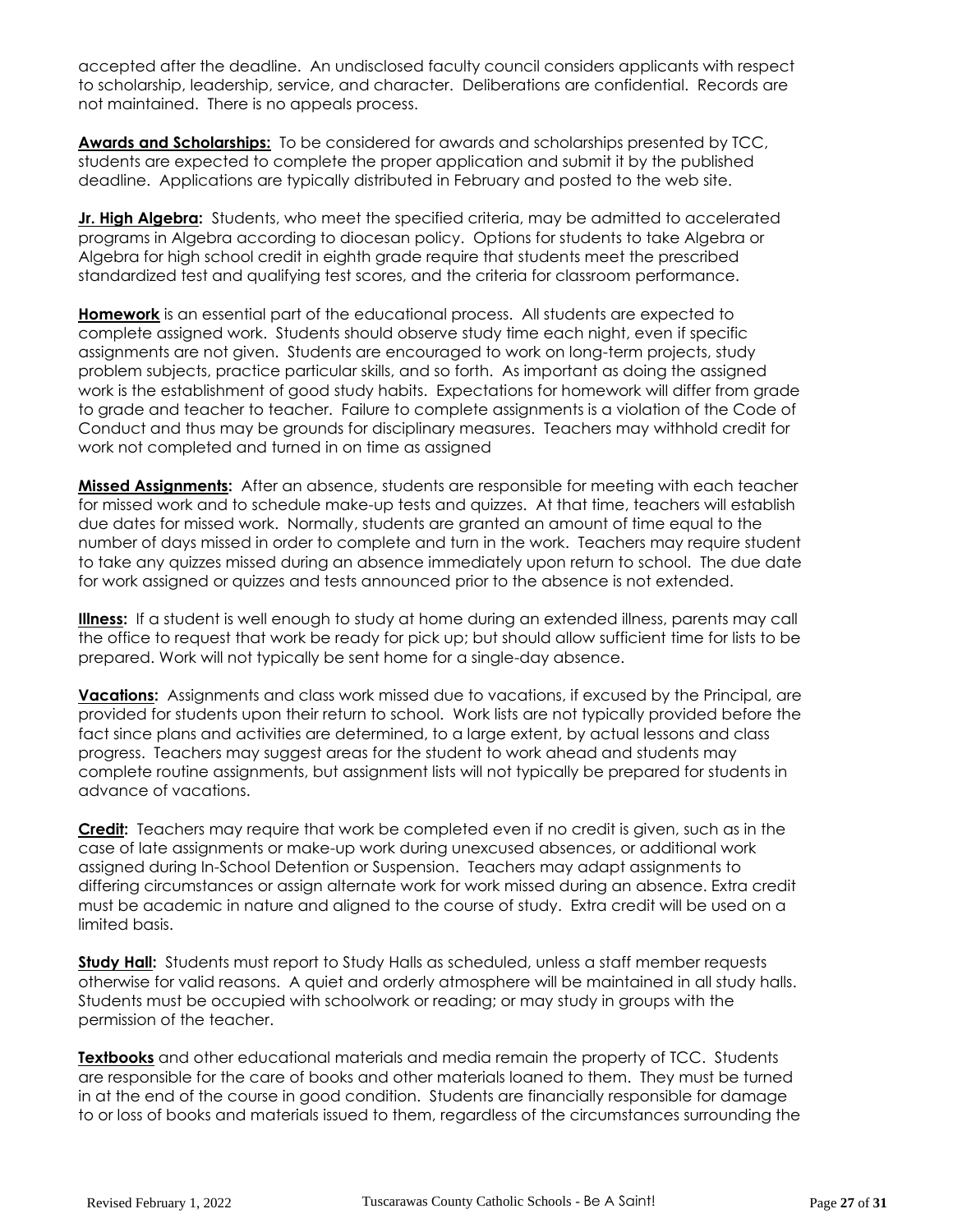accepted after the deadline. An undisclosed faculty council considers applicants with respect to scholarship, leadership, service, and character. Deliberations are confidential. Records are not maintained. There is no appeals process.

**Awards and Scholarships:** To be considered for awards and scholarships presented by TCC, students are expected to complete the proper application and submit it by the published deadline. Applications are typically distributed in February and posted to the web site.

**Jr. High Algebra:** Students, who meet the specified criteria, may be admitted to accelerated programs in Algebra according to diocesan policy. Options for students to take Algebra or Algebra for high school credit in eighth grade require that students meet the prescribed standardized test and qualifying test scores, and the criteria for classroom performance.

**Homework** is an essential part of the educational process. All students are expected to complete assigned work. Students should observe study time each night, even if specific assignments are not given. Students are encouraged to work on long-term projects, study problem subjects, practice particular skills, and so forth. As important as doing the assigned work is the establishment of good study habits. Expectations for homework will differ from grade to grade and teacher to teacher. Failure to complete assignments is a violation of the Code of Conduct and thus may be grounds for disciplinary measures. Teachers may withhold credit for work not completed and turned in on time as assigned

**Missed Assignments:** After an absence, students are responsible for meeting with each teacher for missed work and to schedule make-up tests and quizzes. At that time, teachers will establish due dates for missed work. Normally, students are granted an amount of time equal to the number of days missed in order to complete and turn in the work. Teachers may require student to take any quizzes missed during an absence immediately upon return to school. The due date for work assigned or quizzes and tests announced prior to the absence is not extended.

**Illness:** If a student is well enough to study at home during an extended illness, parents may call the office to request that work be ready for pick up; but should allow sufficient time for lists to be prepared. Work will not typically be sent home for a single-day absence.

**Vacations:** Assignments and class work missed due to vacations, if excused by the Principal, are provided for students upon their return to school. Work lists are not typically provided before the fact since plans and activities are determined, to a large extent, by actual lessons and class progress. Teachers may suggest areas for the student to work ahead and students may complete routine assignments, but assignment lists will not typically be prepared for students in advance of vacations.

**Credit:** Teachers may require that work be completed even if no credit is given, such as in the case of late assignments or make-up work during unexcused absences, or additional work assigned during In-School Detention or Suspension. Teachers may adapt assignments to differing circumstances or assign alternate work for work missed during an absence. Extra credit must be academic in nature and aligned to the course of study. Extra credit will be used on a limited basis.

**Study Hall:** Students must report to Study Halls as scheduled, unless a staff member requests otherwise for valid reasons. A quiet and orderly atmosphere will be maintained in all study halls. Students must be occupied with schoolwork or reading; or may study in groups with the permission of the teacher.

**Textbooks** and other educational materials and media remain the property of TCC. Students are responsible for the care of books and other materials loaned to them. They must be turned in at the end of the course in good condition. Students are financially responsible for damage to or loss of books and materials issued to them, regardless of the circumstances surrounding the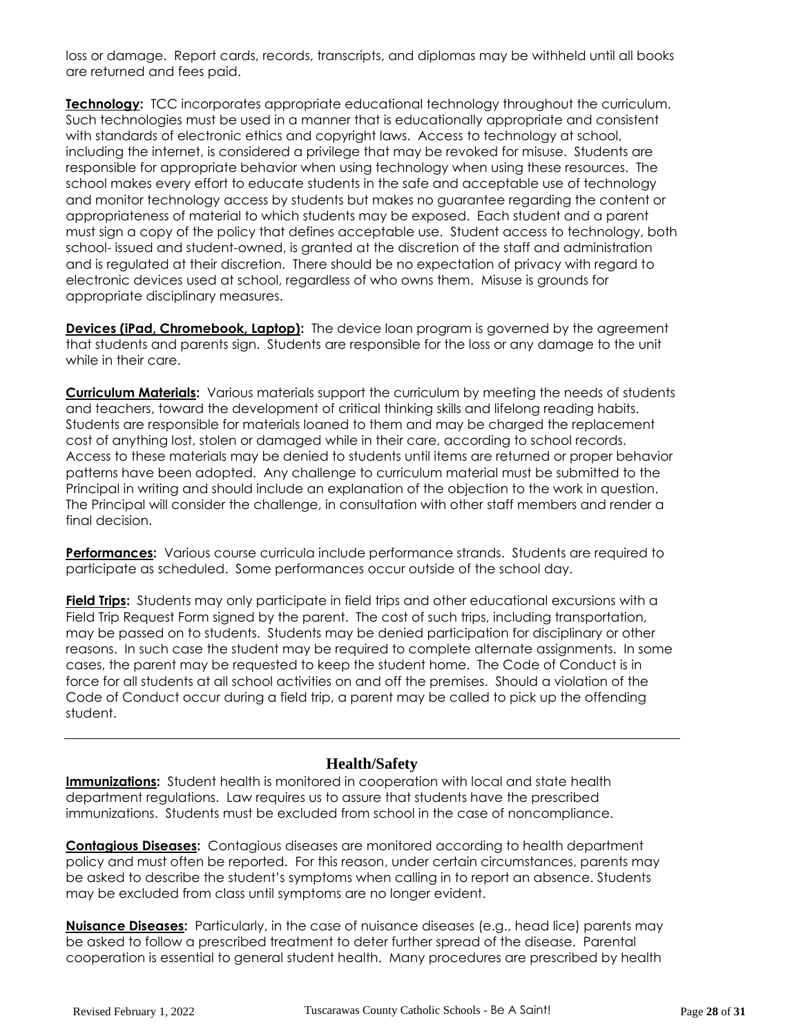loss or damage. Report cards, records, transcripts, and diplomas may be withheld until all books are returned and fees paid.

**Technology:** TCC incorporates appropriate educational technology throughout the curriculum. Such technologies must be used in a manner that is educationally appropriate and consistent with standards of electronic ethics and copyright laws. Access to technology at school, including the internet, is considered a privilege that may be revoked for misuse. Students are responsible for appropriate behavior when using technology when using these resources. The school makes every effort to educate students in the safe and acceptable use of technology and monitor technology access by students but makes no guarantee regarding the content or appropriateness of material to which students may be exposed. Each student and a parent must sign a copy of the policy that defines acceptable use. Student access to technology, both school- issued and student-owned, is granted at the discretion of the staff and administration and is regulated at their discretion. There should be no expectation of privacy with regard to electronic devices used at school, regardless of who owns them. Misuse is grounds for appropriate disciplinary measures.

**Devices (iPad, Chromebook, Laptop):** The device loan program is governed by the agreement that students and parents sign. Students are responsible for the loss or any damage to the unit while in their care.

**Curriculum Materials:** Various materials support the curriculum by meeting the needs of students and teachers, toward the development of critical thinking skills and lifelong reading habits. Students are responsible for materials loaned to them and may be charged the replacement cost of anything lost, stolen or damaged while in their care, according to school records. Access to these materials may be denied to students until items are returned or proper behavior patterns have been adopted. Any challenge to curriculum material must be submitted to the Principal in writing and should include an explanation of the objection to the work in question. The Principal will consider the challenge, in consultation with other staff members and render a final decision.

**Performances:** Various course curricula include performance strands. Students are required to participate as scheduled. Some performances occur outside of the school day.

**Field Trips:** Students may only participate in field trips and other educational excursions with a Field Trip Request Form signed by the parent. The cost of such trips, including transportation, may be passed on to students. Students may be denied participation for disciplinary or other reasons. In such case the student may be required to complete alternate assignments. In some cases, the parent may be requested to keep the student home. The Code of Conduct is in force for all students at all school activities on and off the premises. Should a violation of the Code of Conduct occur during a field trip, a parent may be called to pick up the offending student.

---

## Health/Safety

**Immunizations:** Student health is monitored in cooperation with local and state health department regulations. Law requires us to assure that students have the prescribed immunizations. Students must be excluded from school in the case of noncompliance.

**Contagious Diseases:** Contagious diseases are monitored according to health department policy and must often be reported. For this reason, under certain circumstances, parents may be asked to describe the student's symptoms when calling in to report an absence. Students may be excluded from class until symptoms are no longer evident.

**Nuisance Diseases:** Particularly, in the case of nuisance diseases (e.g., head lice) parents may be asked to follow a prescribed treatment to deter further spread of the disease. Parental cooperation is essential to general student health. Many procedures are prescribed by health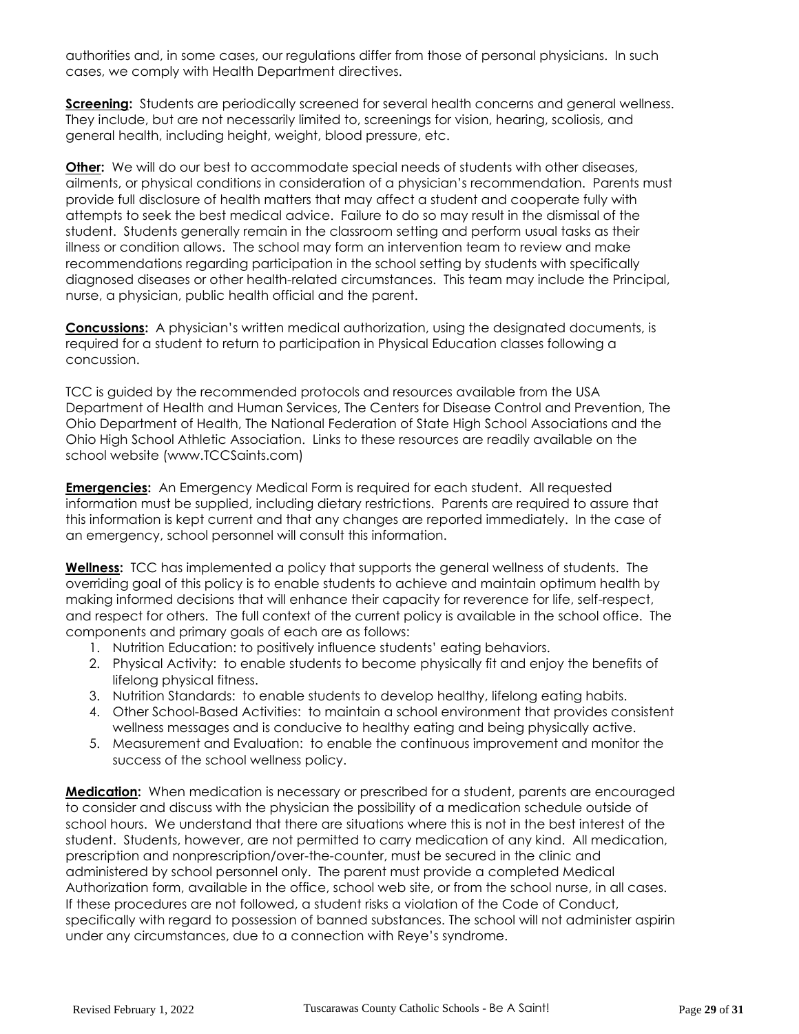authorities and, in some cases, our regulations differ from those of personal physicians. In such cases, we comply with Health Department directives.

**Screening:** Students are periodically screened for several health concerns and general wellness. They include, but are not necessarily limited to, screenings for vision, hearing, scoliosis, and general health, including height, weight, blood pressure, etc.

**Other:** We will do our best to accommodate special needs of students with other diseases, ailments, or physical conditions in consideration of a physician's recommendation. Parents must provide full disclosure of health matters that may affect a student and cooperate fully with attempts to seek the best medical advice. Failure to do so may result in the dismissal of the student. Students generally remain in the classroom setting and perform usual tasks as their illness or condition allows. The school may form an intervention team to review and make recommendations regarding participation in the school setting by students with specifically diagnosed diseases or other health-related circumstances. This team may include the Principal, nurse, a physician, public health official and the parent.

**Concussions:** A physician's written medical authorization, using the designated documents, is required for a student to return to participation in Physical Education classes following a concussion.

TCC is guided by the recommended protocols and resources available from the USA Department of Health and Human Services, The Centers for Disease Control and Prevention, The Ohio Department of Health, The National Federation of State High School Associations and the Ohio High School Athletic Association. Links to these resources are readily available on the school website (www.TCCSaints.com)

**Emergencies:** An Emergency Medical Form is required for each student. All requested information must be supplied, including dietary restrictions. Parents are required to assure that this information is kept current and that any changes are reported immediately. In the case of an emergency, school personnel will consult this information.

**Wellness:** TCC has implemented a policy that supports the general wellness of students. The overriding goal of this policy is to enable students to achieve and maintain optimum health by making informed decisions that will enhance their capacity for reverence for life, self-respect, and respect for others. The full context of the current policy is available in the school office. The components and primary goals of each are as follows:

1. Nutrition Education: to positively influence students' eating behaviors.
2. Physical Activity: to enable students to become physically fit and enjoy the benefits of lifelong physical fitness.
3. Nutrition Standards: to enable students to develop healthy, lifelong eating habits.
4. Other School-Based Activities: to maintain a school environment that provides consistent wellness messages and is conducive to healthy eating and being physically active.
5. Measurement and Evaluation: to enable the continuous improvement and monitor the success of the school wellness policy.

**Medication:** When medication is necessary or prescribed for a student, parents are encouraged to consider and discuss with the physician the possibility of a medication schedule outside of school hours. We understand that there are situations where this is not in the best interest of the student. Students, however, are not permitted to carry medication of any kind. All medication, prescription and nonprescription/over-the-counter, must be secured in the clinic and administered by school personnel only. The parent must provide a completed Medical Authorization form, available in the office, school web site, or from the school nurse, in all cases. If these procedures are not followed, a student risks a violation of the Code of Conduct, specifically with regard to possession of banned substances. The school will not administer aspirin under any circumstances, due to a connection with Reye's syndrome.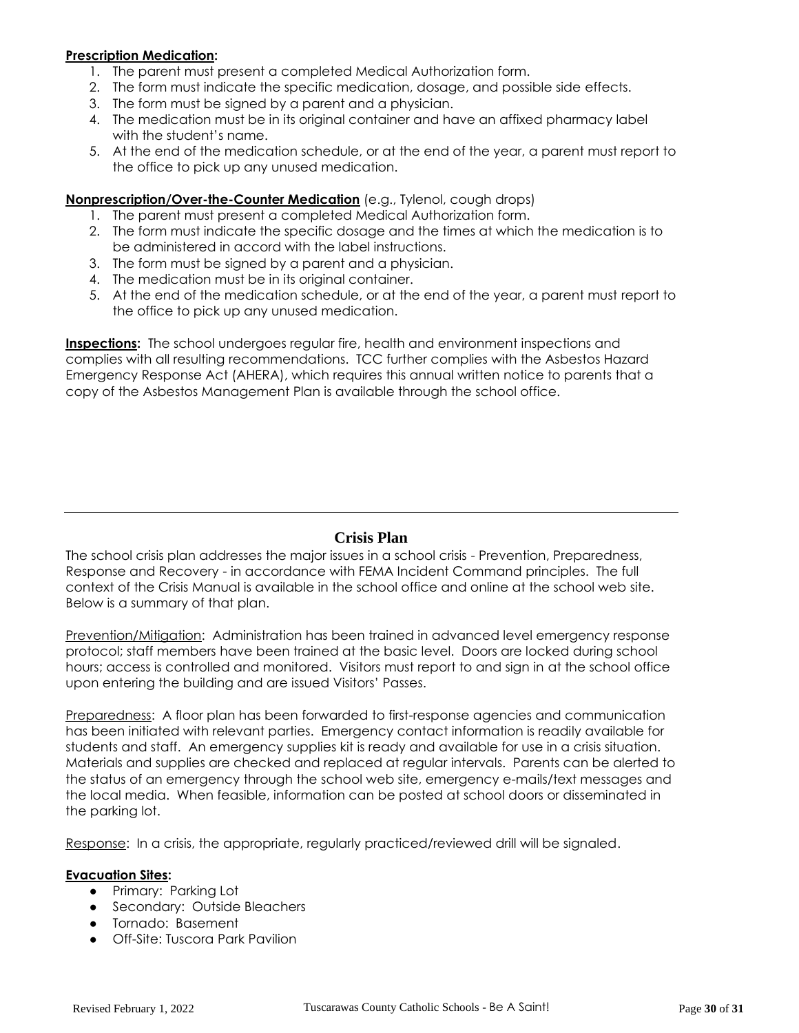**Prescription Medication:**

1. The parent must present a completed Medical Authorization form.
2. The form must indicate the specific medication, dosage, and possible side effects.
3. The form must be signed by a parent and a physician.
4. The medication must be in its original container and have an affixed pharmacy label with the student's name.
5. At the end of the medication schedule, or at the end of the year, a parent must report to the office to pick up any unused medication.

**Nonprescription/Over-the-Counter Medication** (e.g., Tylenol, cough drops)

1. The parent must present a completed Medical Authorization form.
2. The form must indicate the specific dosage and the times at which the medication is to be administered in accord with the label instructions.
3. The form must be signed by a parent and a physician.
4. The medication must be in its original container.
5. At the end of the medication schedule, or at the end of the year, a parent must report to the office to pick up any unused medication.

**Inspections:** The school undergoes regular fire, health and environment inspections and complies with all resulting recommendations. TCC further complies with the Asbestos Hazard Emergency Response Act (AHERA), which requires this annual written notice to parents that a copy of the Asbestos Management Plan is available through the school office.

---

## Crisis Plan

The school crisis plan addresses the major issues in a school crisis - Prevention, Preparedness, Response and Recovery - in accordance with FEMA Incident Command principles. The full context of the Crisis Manual is available in the school office and online at the school web site. Below is a summary of that plan.

Prevention/Mitigation: Administration has been trained in advanced level emergency response protocol; staff members have been trained at the basic level. Doors are locked during school hours; access is controlled and monitored. Visitors must report to and sign in at the school office upon entering the building and are issued Visitors' Passes.

Preparedness: A floor plan has been forwarded to first-response agencies and communication has been initiated with relevant parties. Emergency contact information is readily available for students and staff. An emergency supplies kit is ready and available for use in a crisis situation. Materials and supplies are checked and replaced at regular intervals. Parents can be alerted to the status of an emergency through the school web site, emergency e-mails/text messages and the local media. When feasible, information can be posted at school doors or disseminated in the parking lot.

Response: In a crisis, the appropriate, regularly practiced/reviewed drill will be signaled.

**Evacuation Sites:**

- Primary: Parking Lot
- Secondary: Outside Bleachers
- Tornado: Basement
- Off-Site: Tuscora Park Pavilion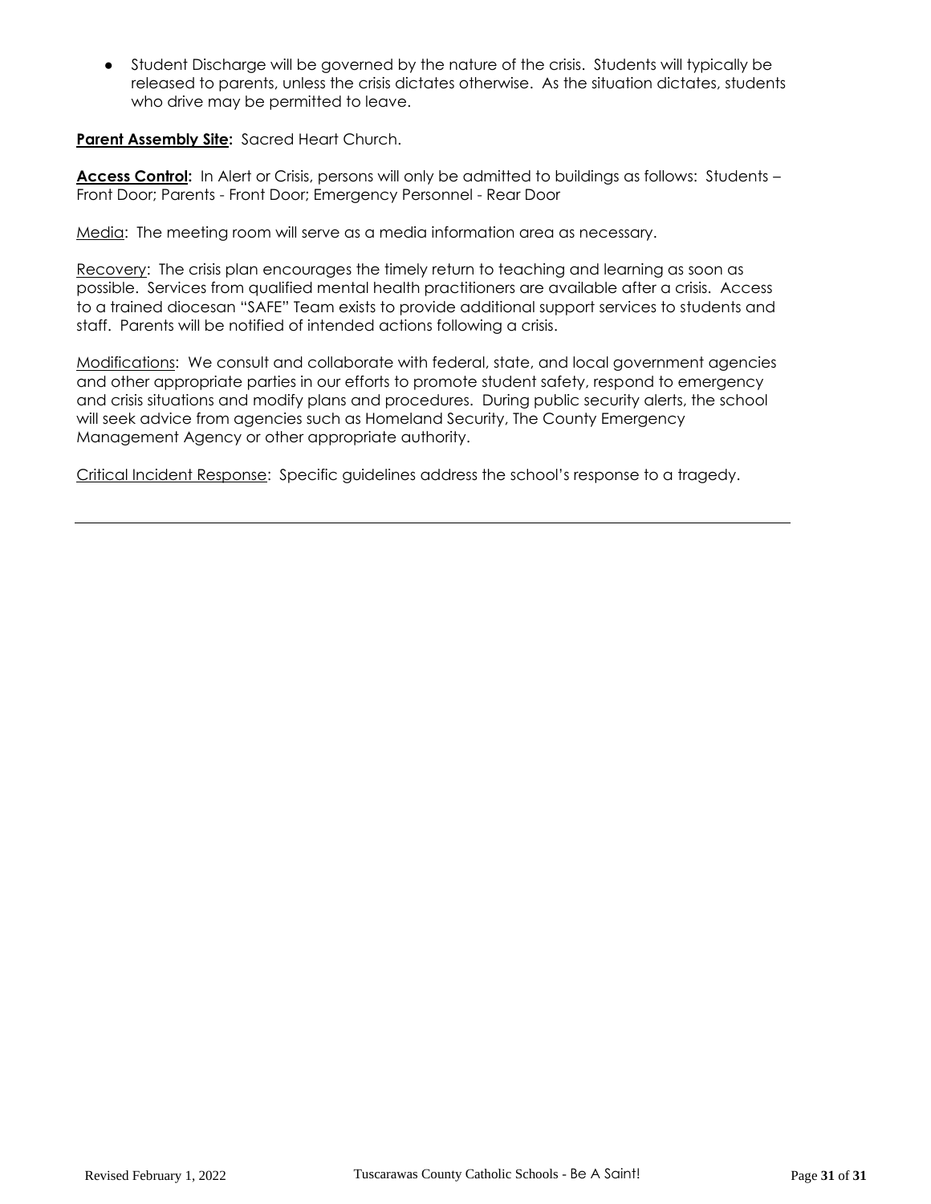- Student Discharge will be governed by the nature of the crisis. Students will typically be released to parents, unless the crisis dictates otherwise. As the situation dictates, students who drive may be permitted to leave.

**Parent Assembly Site:** Sacred Heart Church.

**Access Control:** In Alert or Crisis, persons will only be admitted to buildings as follows: Students – Front Door; Parents - Front Door; Emergency Personnel - Rear Door

Media: The meeting room will serve as a media information area as necessary.

Recovery: The crisis plan encourages the timely return to teaching and learning as soon as possible. Services from qualified mental health practitioners are available after a crisis. Access to a trained diocesan "SAFE" Team exists to provide additional support services to students and staff. Parents will be notified of intended actions following a crisis.

Modifications: We consult and collaborate with federal, state, and local government agencies and other appropriate parties in our efforts to promote student safety, respond to emergency and crisis situations and modify plans and procedures. During public security alerts, the school will seek advice from agencies such as Homeland Security, The County Emergency Management Agency or other appropriate authority.

Critical Incident Response: Specific guidelines address the school's response to a tragedy.